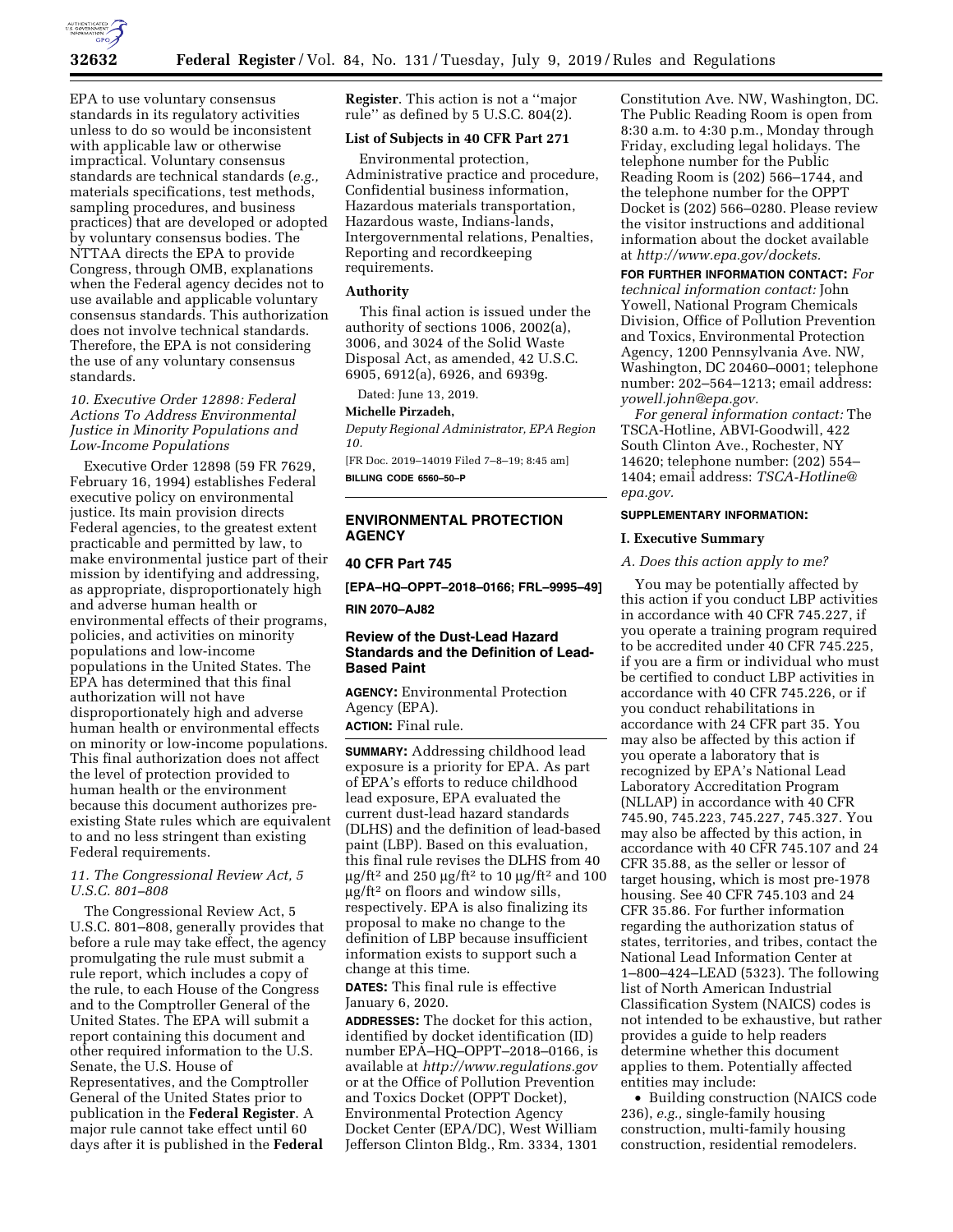EPA to use voluntary consensus standards in its regulatory activities unless to do so would be inconsistent with applicable law or otherwise impractical. Voluntary consensus standards are technical standards (*e.g.,* materials specifications, test methods, sampling procedures, and business practices) that are developed or adopted by voluntary consensus bodies. The NTTAA directs the EPA to provide Congress, through OMB, explanations when the Federal agency decides not to use available and applicable voluntary consensus standards. This authorization does not involve technical standards. Therefore, the EPA is not considering the use of any voluntary consensus standards.

### *10. Executive Order 12898: Federal Actions To Address Environmental Justice in Minority Populations and Low-Income Populations*

Executive Order 12898 (59 FR 7629, February 16, 1994) establishes Federal executive policy on environmental justice. Its main provision directs Federal agencies, to the greatest extent practicable and permitted by law, to make environmental justice part of their mission by identifying and addressing, as appropriate, disproportionately high and adverse human health or environmental effects of their programs, policies, and activities on minority populations and low-income populations in the United States. The EPA has determined that this final authorization will not have disproportionately high and adverse human health or environmental effects on minority or low-income populations. This final authorization does not affect the level of protection provided to human health or the environment because this document authorizes pre-existing State rules which are equivalent to and no less stringent than existing Federal requirements.

### *11. The Congressional Review Act, 5 U.S.C. 801–808*

The Congressional Review Act, 5 U.S.C. 801–808, generally provides that before a rule may take effect, the agency promulgating the rule must submit a rule report, which includes a copy of the rule, to each House of the Congress and to the Comptroller General of the United States. The EPA will submit a report containing this document and other required information to the U.S. Senate, the U.S. House of Representatives, and the Comptroller General of the United States prior to publication in the **Federal Register**. A major rule cannot take effect until 60 days after it is published in the **Federal Register**. This action is not a ''major rule'' as defined by 5 U.S.C. 804(2).

### List of Subjects in 40 CFR Part 271

Environmental protection, Administrative practice and procedure, Confidential business information, Hazardous materials transportation, Hazardous waste, Indians-lands, Intergovernmental relations, Penalties, Reporting and recordkeeping requirements.

### Authority

This final action is issued under the authority of sections 1006, 2002(a), 3006, and 3024 of the Solid Waste Disposal Act, as amended, 42 U.S.C. 6905, 6912(a), 6926, and 6939g.

Dated: June 13, 2019.

**Michelle Pirzadeh,**

*Deputy Regional Administrator, EPA Region 10.*

[FR Doc. 2019–14019 Filed 7–8–19; 8:45 am]

**BILLING CODE 6560–50–P**

---

## ENVIRONMENTAL PROTECTION AGENCY

## 40 CFR Part 745

**[EPA–HQ–OPPT–2018–0166; FRL–9995–49]**

**RIN 2070–AJ82**

## Review of the Dust-Lead Hazard Standards and the Definition of Lead-Based Paint

**AGENCY:** Environmental Protection Agency (EPA).

**ACTION:** Final rule.

**SUMMARY:** Addressing childhood lead exposure is a priority for EPA. As part of EPA's efforts to reduce childhood lead exposure, EPA evaluated the current dust-lead hazard standards (DLHS) and the definition of lead-based paint (LBP). Based on this evaluation, this final rule revises the DLHS from 40 $\mu g/ft^2$ and 250 $\mu g/ft^2$ to 10 $\mu g/ft^2$ and 100 $\mu g/ft^2$ on floors and window sills, respectively. EPA is also finalizing its proposal to make no change to the definition of LBP because insufficient information exists to support such a change at this time.

**DATES:** This final rule is effective January 6, 2020.

**ADDRESSES:** The docket for this action, identified by docket identification (ID) number EPA–HQ–OPPT–2018–0166, is available at *http://www.regulations.gov* or at the Office of Pollution Prevention and Toxics Docket (OPPT Docket), Environmental Protection Agency Docket Center (EPA/DC), West William Jefferson Clinton Bldg., Rm. 3334, 1301 Constitution Ave. NW, Washington, DC. The Public Reading Room is open from 8:30 a.m. to 4:30 p.m., Monday through Friday, excluding legal holidays. The telephone number for the Public Reading Room is (202) 566–1744, and the telephone number for the OPPT Docket is (202) 566–0280. Please review the visitor instructions and additional information about the docket available at *http://www.epa.gov/dockets.*

**FOR FURTHER INFORMATION CONTACT:** *For technical information contact:* John Yowell, National Program Chemicals Division, Office of Pollution Prevention and Toxics, Environmental Protection Agency, 1200 Pennsylvania Ave. NW, Washington, DC 20460–0001; telephone number: 202–564–1213; email address: *yowell.john@epa.gov.*

*For general information contact:* The TSCA-Hotline, ABVI-Goodwill, 422 South Clinton Ave., Rochester, NY 14620; telephone number: (202) 554–1404; email address: *TSCA-Hotline@epa.gov.*

**SUPPLEMENTARY INFORMATION:**

### I. Executive Summary

#### *A. Does this action apply to me?*

You may be potentially affected by this action if you conduct LBP activities in accordance with 40 CFR 745.227, if you operate a training program required to be accredited under 40 CFR 745.225, if you are a firm or individual who must be certified to conduct LBP activities in accordance with 40 CFR 745.226, or if you conduct rehabilitations in accordance with 24 CFR part 35. You may also be affected by this action if you operate a laboratory that is recognized by EPA's National Lead Laboratory Accreditation Program (NLLAP) in accordance with 40 CFR 745.90, 745.223, 745.227, 745.327. You may also be affected by this action, in accordance with 40 CFR 745.107 and 24 CFR 35.88, as the seller or lessor of target housing, which is most pre-1978 housing. See 40 CFR 745.103 and 24 CFR 35.86. For further information regarding the authorization status of states, territories, and tribes, contact the National Lead Information Center at 1–800–424–LEAD (5323). The following list of North American Industrial Classification System (NAICS) codes is not intended to be exhaustive, but rather provides a guide to help readers determine whether this document applies to them. Potentially affected entities may include:

- Building construction (NAICS code 236), *e.g.,* single-family housing construction, multi-family housing construction, residential remodelers.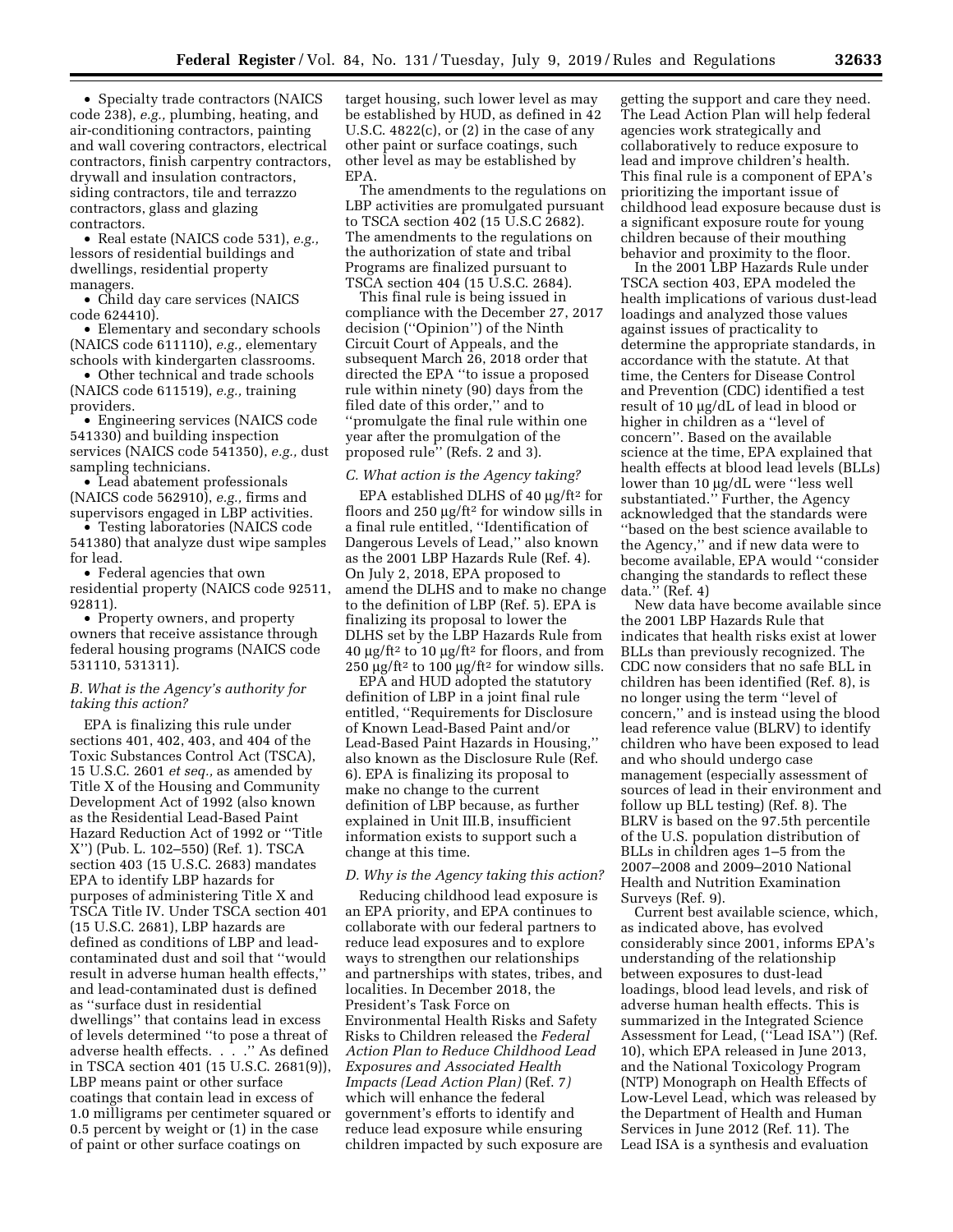- Specialty trade contractors (NAICS code 238), *e.g.,* plumbing, heating, and air-conditioning contractors, painting and wall covering contractors, electrical contractors, finish carpentry contractors, drywall and insulation contractors, siding contractors, tile and terrazzo contractors, glass and glazing contractors.
- Real estate (NAICS code 531), *e.g.,* lessors of residential buildings and dwellings, residential property managers.
- Child day care services (NAICS code 624410).
- Elementary and secondary schools (NAICS code 611110), *e.g.,* elementary schools with kindergarten classrooms.
- Other technical and trade schools (NAICS code 611519), *e.g.,* training providers.
- Engineering services (NAICS code 541330) and building inspection services (NAICS code 541350), *e.g.,* dust sampling technicians.
- Lead abatement professionals (NAICS code 562910), *e.g.,* firms and supervisors engaged in LBP activities.
- Testing laboratories (NAICS code 541380) that analyze dust wipe samples for lead.
- Federal agencies that own residential property (NAICS code 92511, 92811).
- Property owners, and property owners that receive assistance through federal housing programs (NAICS code 531110, 531311).

### *B. What is the Agency's authority for taking this action?*

EPA is finalizing this rule under sections 401, 402, 403, and 404 of the Toxic Substances Control Act (TSCA), 15 U.S.C. 2601 *et seq.,* as amended by Title X of the Housing and Community Development Act of 1992 (also known as the Residential Lead-Based Paint Hazard Reduction Act of 1992 or "Title X") (Pub. L. 102–550) (Ref. 1). TSCA section 403 (15 U.S.C. 2683) mandates EPA to identify LBP hazards for purposes of administering Title X and TSCA Title IV. Under TSCA section 401 (15 U.S.C. 2681), LBP hazards are defined as conditions of LBP and lead-contaminated dust and soil that "would result in adverse human health effects," and lead-contaminated dust is defined as "surface dust in residential dwellings" that contains lead in excess of levels determined "to pose a threat of adverse health effects. . . ." As defined in TSCA section 401 (15 U.S.C. 2681(9)), LBP means paint or other surface coatings that contain lead in excess of 1.0 milligrams per centimeter squared or 0.5 percent by weight or (1) in the case of paint or other surface coatings on target housing, such lower level as may be established by HUD, as defined in 42 U.S.C. 4822(c), or (2) in the case of any other paint or surface coatings, such other level as may be established by EPA.

The amendments to the regulations on LBP activities are promulgated pursuant to TSCA section 402 (15 U.S.C 2682). The amendments to the regulations on the authorization of state and tribal Programs are finalized pursuant to TSCA section 404 (15 U.S.C. 2684).

This final rule is being issued in compliance with the December 27, 2017 decision ("Opinion") of the Ninth Circuit Court of Appeals, and the subsequent March 26, 2018 order that directed the EPA "to issue a proposed rule within ninety (90) days from the filed date of this order," and to "promulgate the final rule within one year after the promulgation of the proposed rule" (Refs. 2 and 3).

### *C. What action is the Agency taking?*

EPA established DLHS of 40 µg/ft$^2$ for floors and 250 µg/ft$^2$ for window sills in a final rule entitled, "Identification of Dangerous Levels of Lead," also known as the 2001 LBP Hazards Rule (Ref. 4). On July 2, 2018, EPA proposed to amend the DLHS and to make no change to the definition of LBP (Ref. 5). EPA is finalizing its proposal to lower the DLHS set by the LBP Hazards Rule from 40 µg/ft$^2$ to 10 µg/ft$^2$ for floors, and from 250 µg/ft$^2$ to 100 µg/ft$^2$ for window sills.

EPA and HUD adopted the statutory definition of LBP in a joint final rule entitled, "Requirements for Disclosure of Known Lead-Based Paint and/or Lead-Based Paint Hazards in Housing," also known as the Disclosure Rule (Ref. 6). EPA is finalizing its proposal to make no change to the current definition of LBP because, as further explained in Unit III.B, insufficient information exists to support such a change at this time.

### *D. Why is the Agency taking this action?*

Reducing childhood lead exposure is an EPA priority, and EPA continues to collaborate with our federal partners to reduce lead exposures and to explore ways to strengthen our relationships and partnerships with states, tribes, and localities. In December 2018, the President's Task Force on Environmental Health Risks and Safety Risks to Children released the *Federal Action Plan to Reduce Childhood Lead Exposures and Associated Health Impacts (Lead Action Plan)* (Ref. 7) which will enhance the federal government's efforts to identify and reduce lead exposure while ensuring children impacted by such exposure are getting the support and care they need. The Lead Action Plan will help federal agencies work strategically and collaboratively to reduce exposure to lead and improve children's health. This final rule is a component of EPA's prioritizing the important issue of childhood lead exposure because dust is a significant exposure route for young children because of their mouthing behavior and proximity to the floor.

In the 2001 LBP Hazards Rule under TSCA section 403, EPA modeled the health implications of various dust-lead loadings and analyzed those values against issues of practicality to determine the appropriate standards, in accordance with the statute. At that time, the Centers for Disease Control and Prevention (CDC) identified a test result of 10 µg/dL of lead in blood or higher in children as a "level of concern". Based on the available science at the time, EPA explained that health effects at blood lead levels (BLLs) lower than 10 µg/dL were "less well substantiated." Further, the Agency acknowledged that the standards were "based on the best science available to the Agency," and if new data were to become available, EPA would "consider changing the standards to reflect these data." (Ref. 4)

New data have become available since the 2001 LBP Hazards Rule that indicates that health risks exist at lower BLLs than previously recognized. The CDC now considers that no safe BLL in children has been identified (Ref. 8), is no longer using the term "level of concern," and is instead using the blood lead reference value (BLRV) to identify children who have been exposed to lead and who should undergo case management (especially assessment of sources of lead in their environment and follow up BLL testing) (Ref. 8). The BLRV is based on the 97.5th percentile of the U.S. population distribution of BLLs in children ages 1–5 from the 2007–2008 and 2009–2010 National Health and Nutrition Examination Surveys (Ref. 9).

Current best available science, which, as indicated above, has evolved considerably since 2001, informs EPA's understanding of the relationship between exposures to dust-lead loadings, blood lead levels, and risk of adverse human health effects. This is summarized in the Integrated Science Assessment for Lead, ("Lead ISA") (Ref. 10), which EPA released in June 2013, and the National Toxicology Program (NTP) Monograph on Health Effects of Low-Level Lead, which was released by the Department of Health and Human Services in June 2012 (Ref. 11). The Lead ISA is a synthesis and evaluation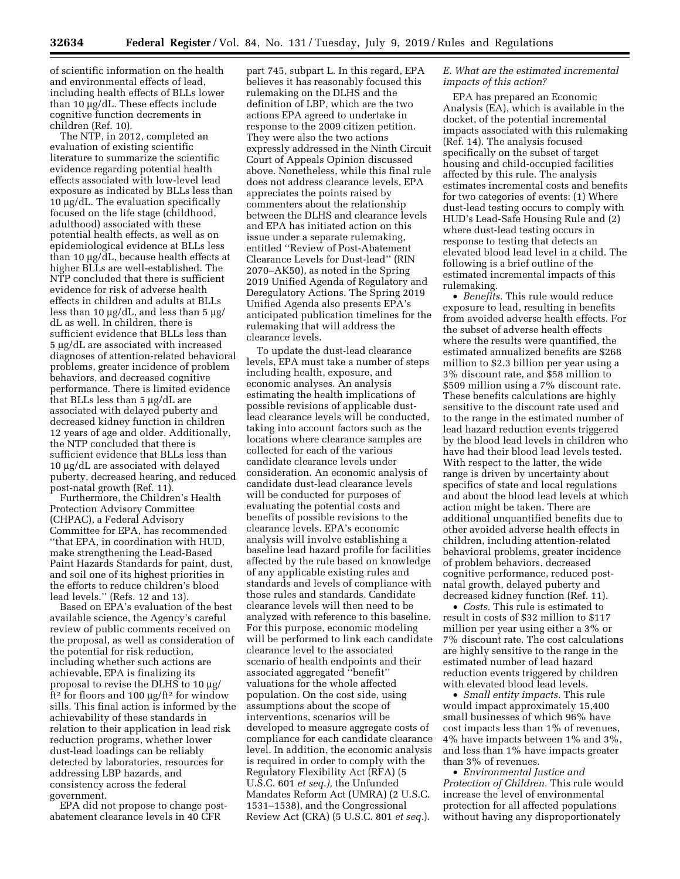of scientific information on the health and environmental effects of lead, including health effects of BLLs lower than 10 µg/dL. These effects include cognitive function decrements in children (Ref. 10).

The NTP, in 2012, completed an evaluation of existing scientific literature to summarize the scientific evidence regarding potential health effects associated with low-level lead exposure as indicated by BLLs less than 10 µg/dL. The evaluation specifically focused on the life stage (childhood, adulthood) associated with these potential health effects, as well as on epidemiological evidence at BLLs less than 10 µg/dL, because health effects at higher BLLs are well-established. The NTP concluded that there is sufficient evidence for risk of adverse health effects in children and adults at BLLs less than 10 µg/dL, and less than 5 µg/dL as well. In children, there is sufficient evidence that BLLs less than 5 µg/dL are associated with increased diagnoses of attention-related behavioral problems, greater incidence of problem behaviors, and decreased cognitive performance. There is limited evidence that BLLs less than 5 µg/dL are associated with delayed puberty and decreased kidney function in children 12 years of age and older. Additionally, the NTP concluded that there is sufficient evidence that BLLs less than 10 µg/dL are associated with delayed puberty, decreased hearing, and reduced post-natal growth (Ref. 11).

Furthermore, the Children's Health Protection Advisory Committee (CHPAC), a Federal Advisory Committee for EPA, has recommended ''that EPA, in coordination with HUD, make strengthening the Lead-Based Paint Hazards Standards for paint, dust, and soil one of its highest priorities in the efforts to reduce children's blood lead levels.'' (Refs. 12 and 13).

Based on EPA's evaluation of the best available science, the Agency's careful review of public comments received on the proposal, as well as consideration of the potential for risk reduction, including whether such actions are achievable, EPA is finalizing its proposal to revise the DLHS to 10 µg/ft$^2$ for floors and 100 µg/ft$^2$ for window sills. This final action is informed by the achievability of these standards in relation to their application in lead risk reduction programs, whether lower dust-lead loadings can be reliably detected by laboratories, resources for addressing LBP hazards, and consistency across the federal government.

EPA did not propose to change post-abatement clearance levels in 40 CFR part 745, subpart L. In this regard, EPA believes it has reasonably focused this rulemaking on the DLHS and the definition of LBP, which are the two actions EPA agreed to undertake in response to the 2009 citizen petition. They were also the two actions expressly addressed in the Ninth Circuit Court of Appeals Opinion discussed above. Nonetheless, while this final rule does not address clearance levels, EPA appreciates the points raised by commenters about the relationship between the DLHS and clearance levels and EPA has initiated action on this issue under a separate rulemaking, entitled ''Review of Post-Abatement Clearance Levels for Dust-lead'' (RIN 2070–AK50), as noted in the Spring 2019 Unified Agenda of Regulatory and Deregulatory Actions. The Spring 2019 Unified Agenda also presents EPA's anticipated publication timelines for the rulemaking that will address the clearance levels.

To update the dust-lead clearance levels, EPA must take a number of steps including health, exposure, and economic analyses. An analysis estimating the health implications of possible revisions of applicable dust-lead clearance levels will be conducted, taking into account factors such as the locations where clearance samples are collected for each of the various candidate clearance levels under consideration. An economic analysis of candidate dust-lead clearance levels will be conducted for purposes of evaluating the potential costs and benefits of possible revisions to the clearance levels. EPA's economic analysis will involve establishing a baseline lead hazard profile for facilities affected by the rule based on knowledge of any applicable existing rules and standards and levels of compliance with those rules and standards. Candidate clearance levels will then need to be analyzed with reference to this baseline. For this purpose, economic modeling will be performed to link each candidate clearance level to the associated scenario of health endpoints and their associated aggregated ''benefit'' valuations for the whole affected population. On the cost side, using assumptions about the scope of interventions, scenarios will be developed to measure aggregate costs of compliance for each candidate clearance level. In addition, the economic analysis is required in order to comply with the Regulatory Flexibility Act (RFA) (5 U.S.C. 601 *et seq.*), the Unfunded Mandates Reform Act (UMRA) (2 U.S.C. 1531–1538), and the Congressional Review Act (CRA) (5 U.S.C. 801 *et seq.*).

### *E. What are the estimated incremental impacts of this action?*

EPA has prepared an Economic Analysis (EA), which is available in the docket, of the potential incremental impacts associated with this rulemaking (Ref. 14). The analysis focused specifically on the subset of target housing and child-occupied facilities affected by this rule. The analysis estimates incremental costs and benefits for two categories of events: (1) Where dust-lead testing occurs to comply with HUD's Lead-Safe Housing Rule and (2) where dust-lead testing occurs in response to testing that detects an elevated blood lead level in a child. The following is a brief outline of the estimated incremental impacts of this rulemaking.

- *Benefits.* This rule would reduce exposure to lead, resulting in benefits from avoided adverse health effects. For the subset of adverse health effects where the results were quantified, the estimated annualized benefits are $268 million to $2.3 billion per year using a 3% discount rate, and $58 million to $509 million using a 7% discount rate. These benefits calculations are highly sensitive to the discount rate used and to the range in the estimated number of lead hazard reduction events triggered by the blood lead levels in children who have had their blood lead levels tested. With respect to the latter, the wide range is driven by uncertainty about specifics of state and local regulations and about the blood lead levels at which action might be taken. There are additional unquantified benefits due to other avoided adverse health effects in children, including attention-related behavioral problems, greater incidence of problem behaviors, decreased cognitive performance, reduced post-natal growth, delayed puberty and decreased kidney function (Ref. 11).
- *Costs.* This rule is estimated to result in costs of $32 million to $117 million per year using either a 3% or 7% discount rate. The cost calculations are highly sensitive to the range in the estimated number of lead hazard reduction events triggered by children with elevated blood lead levels.
- *Small entity impacts.* This rule would impact approximately 15,400 small businesses of which 96% have cost impacts less than 1% of revenues, 4% have impacts between 1% and 3%, and less than 1% have impacts greater than 3% of revenues.
- *Environmental Justice and Protection of Children.* This rule would increase the level of environmental protection for all affected populations without having any disproportionately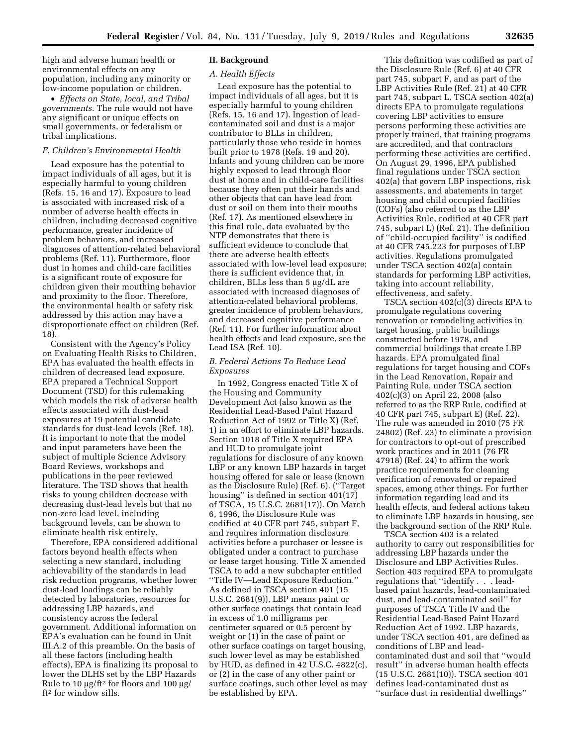high and adverse human health or environmental effects on any population, including any minority or low-income population or children.

• *Effects on State, local, and Tribal governments.* The rule would not have any significant or unique effects on small governments, or federalism or tribal implications.

### *F. Children's Environmental Health*

Lead exposure has the potential to impact individuals of all ages, but it is especially harmful to young children (Refs. 15, 16 and 17). Exposure to lead is associated with increased risk of a number of adverse health effects in children, including decreased cognitive performance, greater incidence of problem behaviors, and increased diagnoses of attention-related behavioral problems (Ref. 11). Furthermore, floor dust in homes and child-care facilities is a significant route of exposure for children given their mouthing behavior and proximity to the floor. Therefore, the environmental health or safety risk addressed by this action may have a disproportionate effect on children (Ref. 18).

Consistent with the Agency's Policy on Evaluating Health Risks to Children, EPA has evaluated the health effects in children of decreased lead exposure. EPA prepared a Technical Support Document (TSD) for this rulemaking which models the risk of adverse health effects associated with dust-lead exposures at 19 potential candidate standards for dust-lead levels (Ref. 18). It is important to note that the model and input parameters have been the subject of multiple Science Advisory Board Reviews, workshops and publications in the peer reviewed literature. The TSD shows that health risks to young children decrease with decreasing dust-lead levels but that no non-zero lead level, including background levels, can be shown to eliminate health risk entirely.

Therefore, EPA considered additional factors beyond health effects when selecting a new standard, including achievability of the standards in lead risk reduction programs, whether lower dust-lead loadings can be reliably detected by laboratories, resources for addressing LBP hazards, and consistency across the federal government. Additional information on EPA's evaluation can be found in Unit III.A.2 of this preamble. On the basis of all these factors (including health effects), EPA is finalizing its proposal to lower the DLHS set by the LBP Hazards Rule to 10 µg/ft$^2$ for floors and 100 µg/ft$^2$ for window sills.

## II. Background

### *A. Health Effects*

Lead exposure has the potential to impact individuals of all ages, but it is especially harmful to young children (Refs. 15, 16 and 17). Ingestion of lead-contaminated soil and dust is a major contributor to BLLs in children, particularly those who reside in homes built prior to 1978 (Refs. 19 and 20). Infants and young children can be more highly exposed to lead through floor dust at home and in child-care facilities because they often put their hands and other objects that can have lead from dust or soil on them into their mouths (Ref. 17). As mentioned elsewhere in this final rule, data evaluated by the NTP demonstrates that there is sufficient evidence to conclude that there are adverse health effects associated with low-level lead exposure; there is sufficient evidence that, in children, BLLs less than 5 µg/dL are associated with increased diagnoses of attention-related behavioral problems, greater incidence of problem behaviors, and decreased cognitive performance (Ref. 11). For further information about health effects and lead exposure, see the Lead ISA (Ref. 10).

### *B. Federal Actions To Reduce Lead Exposures*

In 1992, Congress enacted Title X of the Housing and Community Development Act (also known as the Residential Lead-Based Paint Hazard Reduction Act of 1992 or Title X) (Ref. 1) in an effort to eliminate LBP hazards. Section 1018 of Title X required EPA and HUD to promulgate joint regulations for disclosure of any known LBP or any known LBP hazards in target housing offered for sale or lease (known as the Disclosure Rule) (Ref. 6). (''Target housing'' is defined in section 401(17) of TSCA, 15 U.S.C. 2681(17)). On March 6, 1996, the Disclosure Rule was codified at 40 CFR part 745, subpart F, and requires information disclosure activities before a purchaser or lessee is obligated under a contract to purchase or lease target housing. Title X amended TSCA to add a new subchapter entitled ''Title IV—Lead Exposure Reduction.'' As defined in TSCA section 401 (15 U.S.C. 2681(9)), LBP means paint or other surface coatings that contain lead in excess of 1.0 milligrams per centimeter squared or 0.5 percent by weight or (1) in the case of paint or other surface coatings on target housing, such lower level as may be established by HUD, as defined in 42 U.S.C. 4822(c), or (2) in the case of any other paint or surface coatings, such other level as may be established by EPA.

This definition was codified as part of the Disclosure Rule (Ref. 6) at 40 CFR part 745, subpart F, and as part of the LBP Activities Rule (Ref. 21) at 40 CFR part 745, subpart L. TSCA section 402(a) directs EPA to promulgate regulations covering LBP activities to ensure persons performing these activities are properly trained, that training programs are accredited, and that contractors performing these activities are certified. On August 29, 1996, EPA published final regulations under TSCA section 402(a) that govern LBP inspections, risk assessments, and abatements in target housing and child occupied facilities (COFs) (also referred to as the LBP Activities Rule, codified at 40 CFR part 745, subpart L) (Ref. 21). The definition of ''child-occupied facility'' is codified at 40 CFR 745.223 for purposes of LBP activities. Regulations promulgated under TSCA section 402(a) contain standards for performing LBP activities, taking into account reliability, effectiveness, and safety.

TSCA section 402(c)(3) directs EPA to promulgate regulations covering renovation or remodeling activities in target housing, public buildings constructed before 1978, and commercial buildings that create LBP hazards. EPA promulgated final regulations for target housing and COFs in the Lead Renovation, Repair and Painting Rule, under TSCA section 402(c)(3) on April 22, 2008 (also referred to as the RRP Rule, codified at 40 CFR part 745, subpart E) (Ref. 22). The rule was amended in 2010 (75 FR 24802) (Ref. 23) to eliminate a provision for contractors to opt-out of prescribed work practices and in 2011 (76 FR 47918) (Ref. 24) to affirm the work practice requirements for cleaning verification of renovated or repaired spaces, among other things. For further information regarding lead and its health effects, and federal actions taken to eliminate LBP hazards in housing, see the background section of the RRP Rule.

TSCA section 403 is a related authority to carry out responsibilities for addressing LBP hazards under the Disclosure and LBP Activities Rules. Section 403 required EPA to promulgate regulations that ''identify . . . lead-based paint hazards, lead-contaminated dust, and lead-contaminated soil'' for purposes of TSCA Title IV and the Residential Lead-Based Paint Hazard Reduction Act of 1992. LBP hazards, under TSCA section 401, are defined as conditions of LBP and lead-contaminated dust and soil that ''would result'' in adverse human health effects (15 U.S.C. 2681(10)). TSCA section 401 defines lead-contaminated dust as ''surface dust in residential dwellings''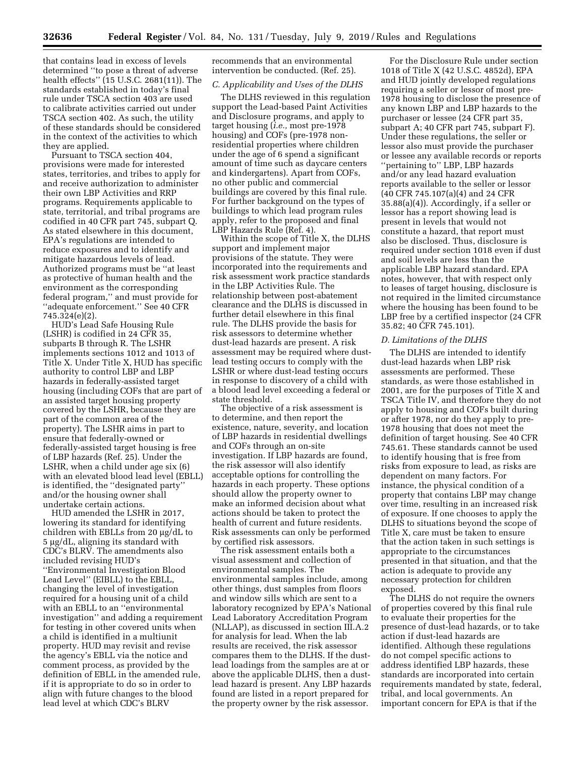that contains lead in excess of levels determined "to pose a threat of adverse health effects" (15 U.S.C. 2681(11)). The standards established in today's final rule under TSCA section 403 are used to calibrate activities carried out under TSCA section 402. As such, the utility of these standards should be considered in the context of the activities to which they are applied.

Pursuant to TSCA section 404, provisions were made for interested states, territories, and tribes to apply for and receive authorization to administer their own LBP Activities and RRP programs. Requirements applicable to state, territorial, and tribal programs are codified in 40 CFR part 745, subpart Q. As stated elsewhere in this document, EPA's regulations are intended to reduce exposures and to identify and mitigate hazardous levels of lead. Authorized programs must be "at least as protective of human health and the environment as the corresponding federal program," and must provide for "adequate enforcement." See 40 CFR 745.324(e)(2).

HUD's Lead Safe Housing Rule (LSHR) is codified in 24 CFR 35, subparts B through R. The LSHR implements sections 1012 and 1013 of Title X. Under Title X, HUD has specific authority to control LBP and LBP hazards in federally-assisted target housing (including COFs that are part of an assisted target housing property covered by the LSHR, because they are part of the common area of the property). The LSHR aims in part to ensure that federally-owned or federally-assisted target housing is free of LBP hazards (Ref. 25). Under the LSHR, when a child under age six (6) with an elevated blood lead level (EBLL) is identified, the "designated party" and/or the housing owner shall undertake certain actions.

HUD amended the LSHR in 2017, lowering its standard for identifying children with EBLLs from 20 µg/dL to 5 µg/dL, aligning its standard with CDC's BLRV. The amendments also included revising HUD's "Environmental Investigation Blood Lead Level" (EIBLL) to the EBLL, changing the level of investigation required for a housing unit of a child with an EBLL to an "environmental investigation" and adding a requirement for testing in other covered units when a child is identified in a multiunit property. HUD may revisit and revise the agency's EBLL via the notice and comment process, as provided by the definition of EBLL in the amended rule, if it is appropriate to do so in order to align with future changes to the blood lead level at which CDC's BLRV recommends that an environmental intervention be conducted. (Ref. 25).

### C. Applicability and Uses of the DLHS

The DLHS reviewed in this regulation support the Lead-based Paint Activities and Disclosure programs, and apply to target housing (*i.e.,* most pre-1978 housing) and COFs (pre-1978 non-residential properties where children under the age of 6 spend a significant amount of time such as daycare centers and kindergartens). Apart from COFs, no other public and commercial buildings are covered by this final rule. For further background on the types of buildings to which lead program rules apply, refer to the proposed and final LBP Hazards Rule (Ref. 4).

Within the scope of Title X, the DLHS support and implement major provisions of the statute. They were incorporated into the requirements and risk assessment work practice standards in the LBP Activities Rule. The relationship between post-abatement clearance and the DLHS is discussed in further detail elsewhere in this final rule. The DLHS provide the basis for risk assessors to determine whether dust-lead hazards are present. A risk assessment may be required where dust-lead testing occurs to comply with the LSHR or where dust-lead testing occurs in response to discovery of a child with a blood lead level exceeding a federal or state threshold.

The objective of a risk assessment is to determine, and then report the existence, nature, severity, and location of LBP hazards in residential dwellings and COFs through an on-site investigation. If LBP hazards are found, the risk assessor will also identify acceptable options for controlling the hazards in each property. These options should allow the property owner to make an informed decision about what actions should be taken to protect the health of current and future residents. Risk assessments can only be performed by certified risk assessors.

The risk assessment entails both a visual assessment and collection of environmental samples. The environmental samples include, among other things, dust samples from floors and window sills which are sent to a laboratory recognized by EPA's National Lead Laboratory Accreditation Program (NLLAP), as discussed in section III.A.2 for analysis for lead. When the lab results are received, the risk assessor compares them to the DLHS. If the dust-lead loadings from the samples are at or above the applicable DLHS, then a dust-lead hazard is present. Any LBP hazards found are listed in a report prepared for the property owner by the risk assessor.

For the Disclosure Rule under section 1018 of Title X (42 U.S.C. 4852d), EPA and HUD jointly developed regulations requiring a seller or lessor of most pre-1978 housing to disclose the presence of any known LBP and LBP hazards to the purchaser or lessee (24 CFR part 35, subpart A; 40 CFR part 745, subpart F). Under these regulations, the seller or lessor also must provide the purchaser or lessee any available records or reports "pertaining to" LBP, LBP hazards and/or any lead hazard evaluation reports available to the seller or lessor (40 CFR 745.107(a)(4) and 24 CFR 35.88(a)(4)). Accordingly, if a seller or lessor has a report showing lead is present in levels that would not constitute a hazard, that report must also be disclosed. Thus, disclosure is required under section 1018 even if dust and soil levels are less than the applicable LBP hazard standard. EPA notes, however, that with respect only to leases of target housing, disclosure is not required in the limited circumstance where the housing has been found to be LBP free by a certified inspector (24 CFR 35.82; 40 CFR 745.101).

### D. Limitations of the DLHS

The DLHS are intended to identify dust-lead hazards when LBP risk assessments are performed. These standards, as were those established in 2001, are for the purposes of Title X and TSCA Title IV, and therefore they do not apply to housing and COFs built during or after 1978, nor do they apply to pre-1978 housing that does not meet the definition of target housing. See 40 CFR 745.61. These standards cannot be used to identify housing that is free from risks from exposure to lead, as risks are dependent on many factors. For instance, the physical condition of a property that contains LBP may change over time, resulting in an increased risk of exposure. If one chooses to apply the DLHS to situations beyond the scope of Title X, care must be taken to ensure that the action taken in such settings is appropriate to the circumstances presented in that situation, and that the action is adequate to provide any necessary protection for children exposed.

The DLHS do not require the owners of properties covered by this final rule to evaluate their properties for the presence of dust-lead hazards, or to take action if dust-lead hazards are identified. Although these regulations do not compel specific actions to address identified LBP hazards, these standards are incorporated into certain requirements mandated by state, federal, tribal, and local governments. An important concern for EPA is that if the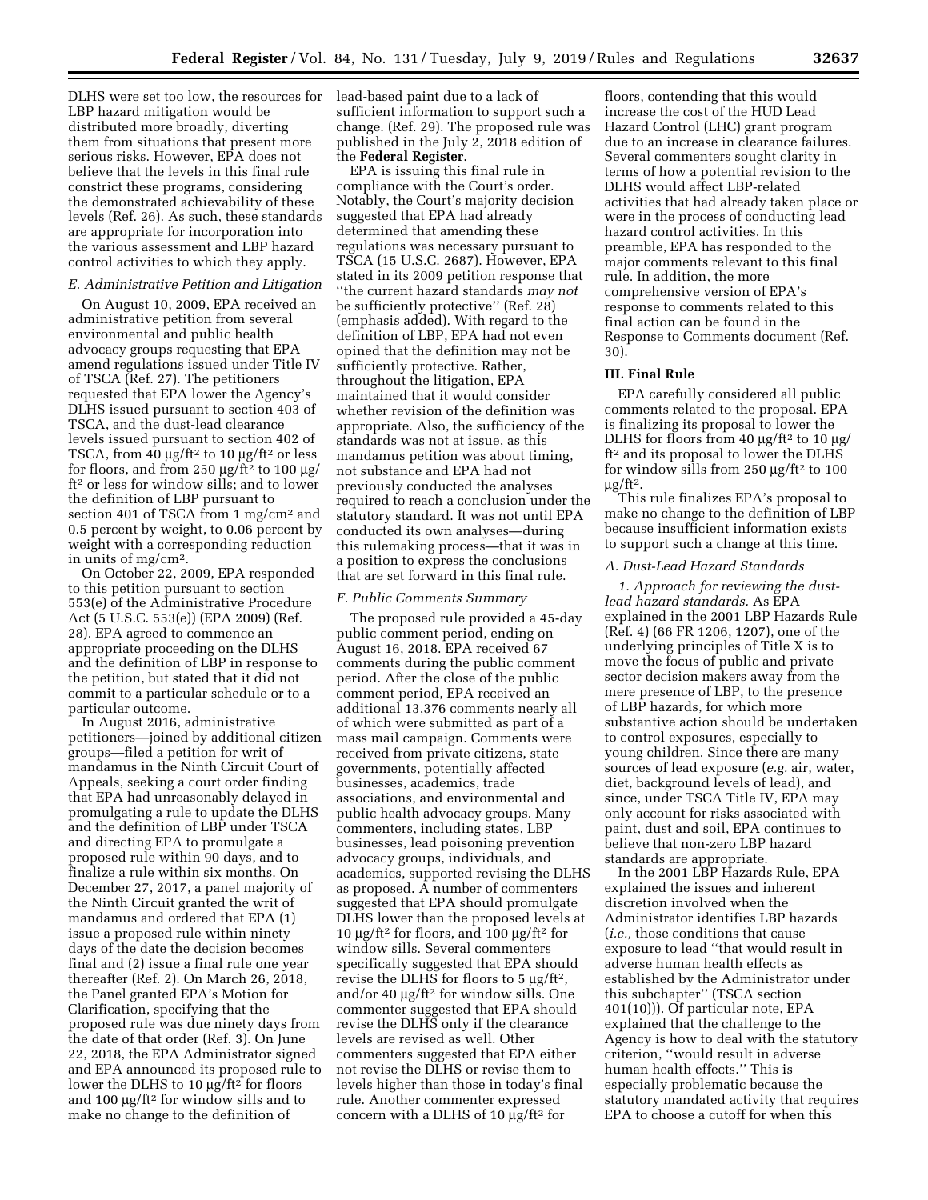DLHS were set too low, the resources for LBP hazard mitigation would be distributed more broadly, diverting them from situations that present more serious risks. However, EPA does not believe that the levels in this final rule constrict these programs, considering the demonstrated achievability of these levels (Ref. 26). As such, these standards are appropriate for incorporation into the various assessment and LBP hazard control activities to which they apply.

### *E. Administrative Petition and Litigation*

On August 10, 2009, EPA received an administrative petition from several environmental and public health advocacy groups requesting that EPA amend regulations issued under Title IV of TSCA (Ref. 27). The petitioners requested that EPA lower the Agency's DLHS issued pursuant to section 403 of TSCA, and the dust-lead clearance levels issued pursuant to section 402 of TSCA, from 40 µg/ft$^2$ to 10 µg/ft$^2$ or less for floors, and from 250 µg/ft$^2$ to 100 µg/ft$^2$ or less for window sills; and to lower the definition of LBP pursuant to section 401 of TSCA from 1 mg/cm$^2$ and 0.5 percent by weight, to 0.06 percent by weight with a corresponding reduction in units of mg/cm$^2$.

On October 22, 2009, EPA responded to this petition pursuant to section 553(e) of the Administrative Procedure Act (5 U.S.C. 553(e)) (EPA 2009) (Ref. 28). EPA agreed to commence an appropriate proceeding on the DLHS and the definition of LBP in response to the petition, but stated that it did not commit to a particular schedule or to a particular outcome.

In August 2016, administrative petitioners—joined by additional citizen groups—filed a petition for writ of mandamus in the Ninth Circuit Court of Appeals, seeking a court order finding that EPA had unreasonably delayed in promulgating a rule to update the DLHS and the definition of LBP under TSCA and directing EPA to promulgate a proposed rule within 90 days, and to finalize a rule within six months. On December 27, 2017, a panel majority of the Ninth Circuit granted the writ of mandamus and ordered that EPA (1) issue a proposed rule within ninety days of the date the decision becomes final and (2) issue a final rule one year thereafter (Ref. 2). On March 26, 2018, the Panel granted EPA's Motion for Clarification, specifying that the proposed rule was due ninety days from the date of that order (Ref. 3). On June 22, 2018, the EPA Administrator signed and EPA announced its proposed rule to lower the DLHS to 10 µg/ft$^2$ for floors and 100 µg/ft$^2$ for window sills and to make no change to the definition of lead-based paint due to a lack of sufficient information to support such a change. (Ref. 29). The proposed rule was published in the July 2, 2018 edition of the **Federal Register**.

EPA is issuing this final rule in compliance with the Court's order. Notably, the Court's majority decision suggested that EPA had already determined that amending these regulations was necessary pursuant to TSCA (15 U.S.C. 2687). However, EPA stated in its 2009 petition response that "the current hazard standards *may not* be sufficiently protective" (Ref. 28) (emphasis added). With regard to the definition of LBP, EPA had not even opined that the definition may not be sufficiently protective. Rather, throughout the litigation, EPA maintained that it would consider whether revision of the definition was appropriate. Also, the sufficiency of the standards was not at issue, as this mandamus petition was about timing, not substance and EPA had not previously conducted the analyses required to reach a conclusion under the statutory standard. It was not until EPA conducted its own analyses—during this rulemaking process—that it was in a position to express the conclusions that are set forward in this final rule.

### *F. Public Comments Summary*

The proposed rule provided a 45-day public comment period, ending on August 16, 2018. EPA received 67 comments during the public comment period. After the close of the public comment period, EPA received an additional 13,376 comments nearly all of which were submitted as part of a mass mail campaign. Comments were received from private citizens, state governments, potentially affected businesses, academics, trade associations, and environmental and public health advocacy groups. Many commenters, including states, LBP businesses, lead poisoning prevention advocacy groups, individuals, and academics, supported revising the DLHS as proposed. A number of commenters suggested that EPA should promulgate DLHS lower than the proposed levels at 10 µg/ft$^2$ for floors, and 100 µg/ft$^2$ for window sills. Several commenters specifically suggested that EPA should revise the DLHS for floors to 5 µg/ft$^2$, and/or 40 µg/ft$^2$ for window sills. One commenter suggested that EPA should revise the DLHS only if the clearance levels are revised as well. Other commenters suggested that EPA either not revise the DLHS or revise them to levels higher than those in today's final rule. Another commenter expressed concern with a DLHS of 10 µg/ft$^2$ for floors, contending that this would increase the cost of the HUD Lead Hazard Control (LHC) grant program due to an increase in clearance failures. Several commenters sought clarity in terms of how a potential revision to the DLHS would affect LBP-related activities that had already taken place or were in the process of conducting lead hazard control activities. In this preamble, EPA has responded to the major comments relevant to this final rule. In addition, the more comprehensive version of EPA's response to comments related to this final action can be found in the Response to Comments document (Ref. 30).

## III. Final Rule

EPA carefully considered all public comments related to the proposal. EPA is finalizing its proposal to lower the DLHS for floors from 40 µg/ft$^2$ to 10 µg/ft$^2$ and its proposal to lower the DLHS for window sills from 250 µg/ft$^2$ to 100 µg/ft$^2$.

This rule finalizes EPA's proposal to make no change to the definition of LBP because insufficient information exists to support such a change at this time.

### *A. Dust-Lead Hazard Standards*

*1. Approach for reviewing the dust-lead hazard standards.* As EPA explained in the 2001 LBP Hazards Rule (Ref. 4) (66 FR 1206, 1207), one of the underlying principles of Title X is to move the focus of public and private sector decision makers away from the mere presence of LBP, to the presence of LBP hazards, for which more substantive action should be undertaken to control exposures, especially to young children. Since there are many sources of lead exposure (*e.g.* air, water, diet, background levels of lead), and since, under TSCA Title IV, EPA may only account for risks associated with paint, dust and soil, EPA continues to believe that non-zero LBP hazard standards are appropriate.

In the 2001 LBP Hazards Rule, EPA explained the issues and inherent discretion involved when the Administrator identifies LBP hazards (*i.e.,* those conditions that cause exposure to lead "that would result in adverse human health effects as established by the Administrator under this subchapter" (TSCA section 401(10))). Of particular note, EPA explained that the challenge to the Agency is how to deal with the statutory criterion, "would result in adverse human health effects." This is especially problematic because the statutory mandated activity that requires EPA to choose a cutoff for when this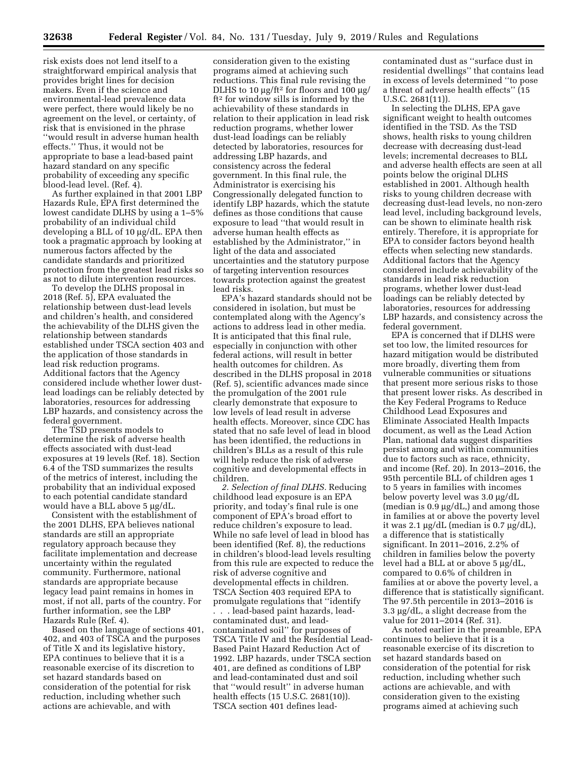risk exists does not lend itself to a straightforward empirical analysis that provides bright lines for decision makers. Even if the science and environmental-lead prevalence data were perfect, there would likely be no agreement on the level, or certainty, of risk that is envisioned in the phrase ''would result in adverse human health effects.'' Thus, it would not be appropriate to base a lead-based paint hazard standard on any specific probability of exceeding any specific blood-lead level. (Ref. 4).

As further explained in that 2001 LBP Hazards Rule, EPA first determined the lowest candidate DLHS by using a 1–5% probability of an individual child developing a BLL of 10 µg/dL. EPA then took a pragmatic approach by looking at numerous factors affected by the candidate standards and prioritized protection from the greatest lead risks so as not to dilute intervention resources.

To develop the DLHS proposal in 2018 (Ref. 5), EPA evaluated the relationship between dust-lead levels and children's health, and considered the achievability of the DLHS given the relationship between standards established under TSCA section 403 and the application of those standards in lead risk reduction programs. Additional factors that the Agency considered include whether lower dust-lead loadings can be reliably detected by laboratories, resources for addressing LBP hazards, and consistency across the federal government.

The TSD presents models to determine the risk of adverse health effects associated with dust-lead exposures at 19 levels (Ref. 18). Section 6.4 of the TSD summarizes the results of the metrics of interest, including the probability that an individual exposed to each potential candidate standard would have a BLL above 5 µg/dL.

Consistent with the establishment of the 2001 DLHS, EPA believes national standards are still an appropriate regulatory approach because they facilitate implementation and decrease uncertainty within the regulated community. Furthermore, national standards are appropriate because legacy lead paint remains in homes in most, if not all, parts of the country. For further information, see the LBP Hazards Rule (Ref. 4).

Based on the language of sections 401, 402, and 403 of TSCA and the purposes of Title X and its legislative history, EPA continues to believe that it is a reasonable exercise of its discretion to set hazard standards based on consideration of the potential for risk reduction, including whether such actions are achievable, and with consideration given to the existing programs aimed at achieving such reductions. This final rule revising the DLHS to 10 µg/ft$^2$ for floors and 100 µg/ft$^2$ for window sills is informed by the achievability of these standards in relation to their application in lead risk reduction programs, whether lower dust-lead loadings can be reliably detected by laboratories, resources for addressing LBP hazards, and consistency across the federal government. In this final rule, the Administrator is exercising his Congressionally delegated function to identify LBP hazards, which the statute defines as those conditions that cause exposure to lead ''that would result in adverse human health effects as established by the Administrator,'' in light of the data and associated uncertainties and the statutory purpose of targeting intervention resources towards protection against the greatest lead risks.

EPA's hazard standards should not be considered in isolation, but must be contemplated along with the Agency's actions to address lead in other media. It is anticipated that this final rule, especially in conjunction with other federal actions, will result in better health outcomes for children. As described in the DLHS proposal in 2018 (Ref. 5), scientific advances made since the promulgation of the 2001 rule clearly demonstrate that exposure to low levels of lead result in adverse health effects. Moreover, since CDC has stated that no safe level of lead in blood has been identified, the reductions in children's BLLs as a result of this rule will help reduce the risk of adverse cognitive and developmental effects in children.

*2. Selection of final DLHS.* Reducing childhood lead exposure is an EPA priority, and today's final rule is one component of EPA's broad effort to reduce children's exposure to lead. While no safe level of lead in blood has been identified (Ref. 8), the reductions in children's blood-lead levels resulting from this rule are expected to reduce the risk of adverse cognitive and developmental effects in children. TSCA Section 403 required EPA to promulgate regulations that ''identify . . . lead-based paint hazards, lead-contaminated dust, and lead-contaminated soil'' for purposes of TSCA Title IV and the Residential Lead-Based Paint Hazard Reduction Act of 1992. LBP hazards, under TSCA section 401, are defined as conditions of LBP and lead-contaminated dust and soil that ''would result'' in adverse human health effects (15 U.S.C. 2681(10)). TSCA section 401 defines lead-contaminated dust as ''surface dust in residential dwellings'' that contains lead in excess of levels determined ''to pose a threat of adverse health effects'' (15 U.S.C. 2681(11)).

In selecting the DLHS, EPA gave significant weight to health outcomes identified in the TSD. As the TSD shows, health risks to young children decrease with decreasing dust-lead levels; incremental decreases to BLL and adverse health effects are seen at all points below the original DLHS established in 2001. Although health risks to young children decrease with decreasing dust-lead levels, no non-zero lead level, including background levels, can be shown to eliminate health risk entirely. Therefore, it is appropriate for EPA to consider factors beyond health effects when selecting new standards. Additional factors that the Agency considered include achievability of the standards in lead risk reduction programs, whether lower dust-lead loadings can be reliably detected by laboratories, resources for addressing LBP hazards, and consistency across the federal government.

EPA is concerned that if DLHS were set too low, the limited resources for hazard mitigation would be distributed more broadly, diverting them from vulnerable communities or situations that present more serious risks to those that present lower risks. As described in the Key Federal Programs to Reduce Childhood Lead Exposures and Eliminate Associated Health Impacts document, as well as the Lead Action Plan, national data suggest disparities persist among and within communities due to factors such as race, ethnicity, and income (Ref. 20). In 2013–2016, the 95th percentile BLL of children ages 1 to 5 years in families with incomes below poverty level was 3.0 µg/dL (median is 0.9 µg/dL,) and among those in families at or above the poverty level it was 2.1 µg/dL (median is 0.7 µg/dL), a difference that is statistically significant. In 2011–2016, 2.2% of children in families below the poverty level had a BLL at or above 5 µg/dL, compared to 0.6% of children in families at or above the poverty level, a difference that is statistically significant. The 97.5th percentile in 2013–2016 is 3.3 µg/dL, a slight decrease from the value for 2011–2014 (Ref. 31).

As noted earlier in the preamble, EPA continues to believe that it is a reasonable exercise of its discretion to set hazard standards based on consideration of the potential for risk reduction, including whether such actions are achievable, and with consideration given to the existing programs aimed at achieving such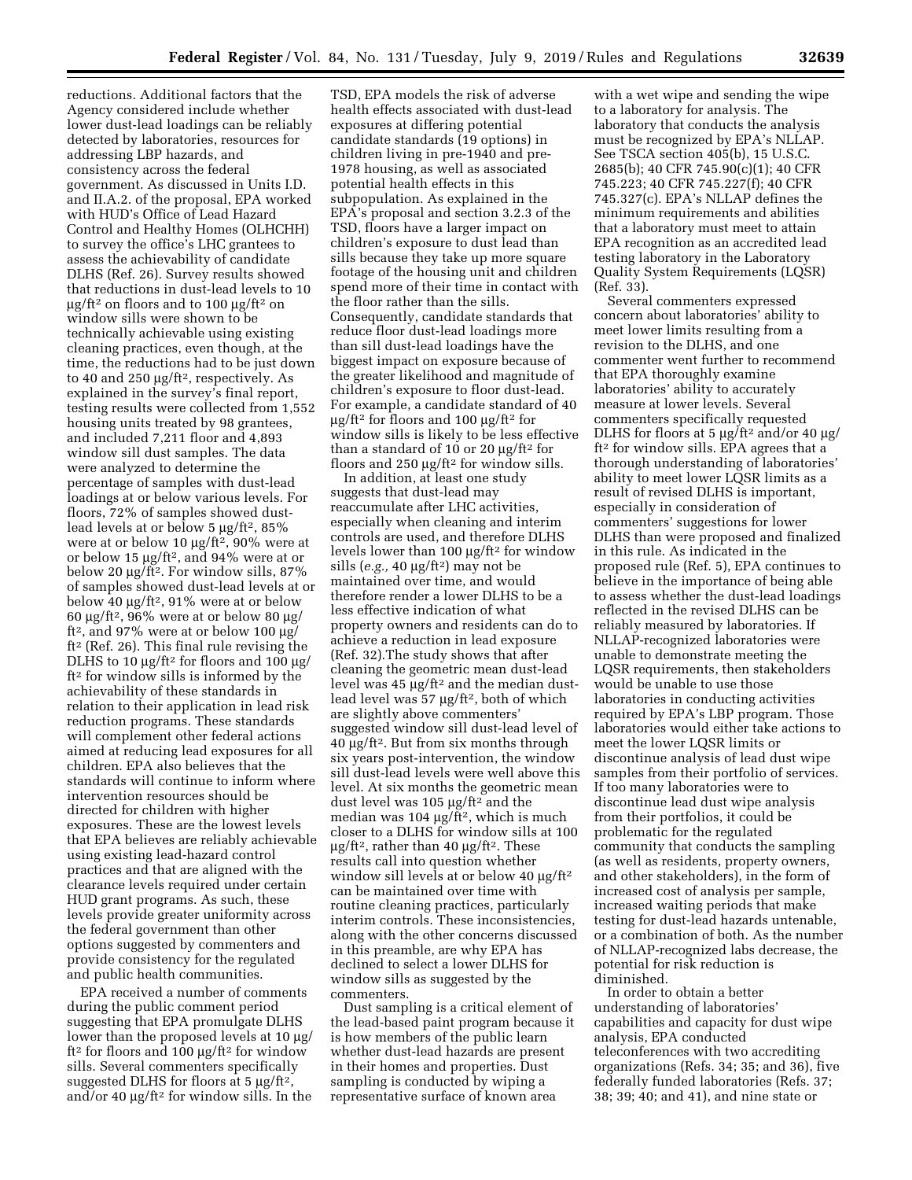reductions. Additional factors that the Agency considered include whether lower dust-lead loadings can be reliably detected by laboratories, resources for addressing LBP hazards, and consistency across the federal government. As discussed in Units I.D. and II.A.2. of the proposal, EPA worked with HUD's Office of Lead Hazard Control and Healthy Homes (OLHCHH) to survey the office's LHC grantees to assess the achievability of candidate DLHS (Ref. 26). Survey results showed that reductions in dust-lead levels to 10 µg/ft² on floors and to 100 µg/ft² on window sills were shown to be technically achievable using existing cleaning practices, even though, at the time, the reductions had to be just down to 40 and 250 µg/ft², respectively. As explained in the survey's final report, testing results were collected from 1,552 housing units treated by 98 grantees, and included 7,211 floor and 4,893 window sill dust samples. The data were analyzed to determine the percentage of samples with dust-lead loadings at or below various levels. For floors, 72% of samples showed dust-lead levels at or below 5 µg/ft², 85% were at or below 10 µg/ft², 90% were at or below 15 µg/ft², and 94% were at or below 20 µg/ft². For window sills, 87% of samples showed dust-lead levels at or below 40 µg/ft², 91% were at or below 60 µg/ft², 96% were at or below 80 µg/ft², and 97% were at or below 100 µg/ft² (Ref. 26). This final rule revising the DLHS to 10 µg/ft² for floors and 100 µg/ft² for window sills is informed by the achievability of these standards in relation to their application in lead risk reduction programs. These standards will complement other federal actions aimed at reducing lead exposures for all children. EPA also believes that the standards will continue to inform where intervention resources should be directed for children with higher exposures. These are the lowest levels that EPA believes are reliably achievable using existing lead-hazard control practices and that are aligned with the clearance levels required under certain HUD grant programs. As such, these levels provide greater uniformity across the federal government than other options suggested by commenters and provide consistency for the regulated and public health communities.

EPA received a number of comments during the public comment period suggesting that EPA promulgate DLHS lower than the proposed levels at 10 µg/ft² for floors and 100 µg/ft² for window sills. Several commenters specifically suggested DLHS for floors at 5 µg/ft², and/or 40 µg/ft² for window sills. In the TSD, EPA models the risk of adverse health effects associated with dust-lead exposures at differing potential candidate standards (19 options) in children living in pre-1940 and pre-1978 housing, as well as associated potential health effects in this subpopulation. As explained in the EPA's proposal and section 3.2.3 of the TSD, floors have a larger impact on children's exposure to dust lead than sills because they take up more square footage of the housing unit and children spend more of their time in contact with the floor rather than the sills. Consequently, candidate standards that reduce floor dust-lead loadings more than sill dust-lead loadings have the biggest impact on exposure because of the greater likelihood and magnitude of children's exposure to floor dust-lead. For example, a candidate standard of 40 µg/ft² for floors and 100 µg/ft² for window sills is likely to be less effective than a standard of 10 or 20 µg/ft² for floors and 250 µg/ft² for window sills.

In addition, at least one study suggests that dust-lead may reaccumulate after LHC activities, especially when cleaning and interim controls are used, and therefore DLHS levels lower than 100 µg/ft² for window sills (*e.g.,* 40 µg/ft²) may not be maintained over time, and would therefore render a lower DLHS to be a less effective indication of what property owners and residents can do to achieve a reduction in lead exposure (Ref. 32).The study shows that after cleaning the geometric mean dust-lead level was 45 µg/ft² and the median dust-lead level was 57 µg/ft², both of which are slightly above commenters' suggested window sill dust-lead level of 40 µg/ft². But from six months through six years post-intervention, the window sill dust-lead levels were well above this level. At six months the geometric mean dust level was 105 µg/ft² and the median was 104 µg/ft², which is much closer to a DLHS for window sills at 100 µg/ft², rather than 40 µg/ft². These results call into question whether window sill levels at or below 40 µg/ft² can be maintained over time with routine cleaning practices, particularly interim controls. These inconsistencies, along with the other concerns discussed in this preamble, are why EPA has declined to select a lower DLHS for window sills as suggested by the commenters.

Dust sampling is a critical element of the lead-based paint program because it is how members of the public learn whether dust-lead hazards are present in their homes and properties. Dust sampling is conducted by wiping a representative surface of known area with a wet wipe and sending the wipe to a laboratory for analysis. The laboratory that conducts the analysis must be recognized by EPA's NLLAP. See TSCA section 405(b), 15 U.S.C. 2685(b); 40 CFR 745.90(c)(1); 40 CFR 745.223; 40 CFR 745.227(f); 40 CFR 745.327(c). EPA's NLLAP defines the minimum requirements and abilities that a laboratory must meet to attain EPA recognition as an accredited lead testing laboratory in the Laboratory Quality System Requirements (LQSR) (Ref. 33).

Several commenters expressed concern about laboratories' ability to meet lower limits resulting from a revision to the DLHS, and one commenter went further to recommend that EPA thoroughly examine laboratories' ability to accurately measure at lower levels. Several commenters specifically requested DLHS for floors at 5 µg/ft² and/or 40 µg/ft² for window sills. EPA agrees that a thorough understanding of laboratories' ability to meet lower LQSR limits as a result of revised DLHS is important, especially in consideration of commenters' suggestions for lower DLHS than were proposed and finalized in this rule. As indicated in the proposed rule (Ref. 5), EPA continues to believe in the importance of being able to assess whether the dust-lead loadings reflected in the revised DLHS can be reliably measured by laboratories. If NLLAP-recognized laboratories were unable to demonstrate meeting the LQSR requirements, then stakeholders would be unable to use those laboratories in conducting activities required by EPA's LBP program. Those laboratories would either take actions to meet the lower LQSR limits or discontinue analysis of lead dust wipe samples from their portfolio of services. If too many laboratories were to discontinue lead dust wipe analysis from their portfolios, it could be problematic for the regulated community that conducts the sampling (as well as residents, property owners, and other stakeholders), in the form of increased cost of analysis per sample, increased waiting periods that make testing for dust-lead hazards untenable, or a combination of both. As the number of NLLAP-recognized labs decrease, the potential for risk reduction is diminished.

In order to obtain a better understanding of laboratories' capabilities and capacity for dust wipe analysis, EPA conducted teleconferences with two accrediting organizations (Refs. 34; 35; and 36), five federally funded laboratories (Refs. 37; 38; 39; 40; and 41), and nine state or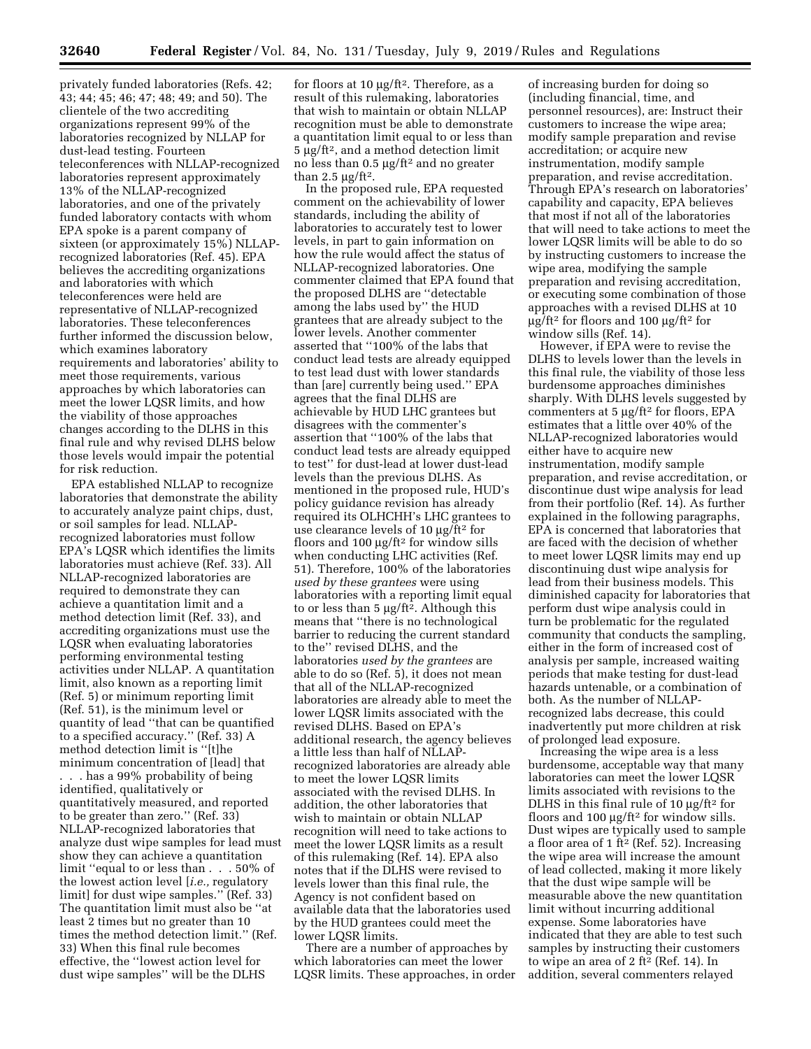privately funded laboratories (Refs. 42; 43; 44; 45; 46; 47; 48; 49; and 50). The clientele of the two accrediting organizations represent 99% of the laboratories recognized by NLLAP for dust-lead testing. Fourteen teleconferences with NLLAP-recognized laboratories represent approximately 13% of the NLLAP-recognized laboratories, and one of the privately funded laboratory contacts with whom EPA spoke is a parent company of sixteen (or approximately 15%) NLLAP-recognized laboratories (Ref. 45). EPA believes the accrediting organizations and laboratories with which teleconferences were held are representative of NLLAP-recognized laboratories. These teleconferences further informed the discussion below, which examines laboratory requirements and laboratories' ability to meet those requirements, various approaches by which laboratories can meet the lower LQSR limits, and how the viability of those approaches changes according to the DLHS in this final rule and why revised DLHS below those levels would impair the potential for risk reduction.

EPA established NLLAP to recognize laboratories that demonstrate the ability to accurately analyze paint chips, dust, or soil samples for lead. NLLAP-recognized laboratories must follow EPA's LQSR which identifies the limits laboratories must achieve (Ref. 33). All NLLAP-recognized laboratories are required to demonstrate they can achieve a quantitation limit and a method detection limit (Ref. 33), and accrediting organizations must use the LQSR when evaluating laboratories performing environmental testing activities under NLLAP. A quantitation limit, also known as a reporting limit (Ref. 5) or minimum reporting limit (Ref. 51), is the minimum level or quantity of lead ''that can be quantified to a specified accuracy.'' (Ref. 33) A method detection limit is ''[t]he minimum concentration of [lead] that . . . has a 99% probability of being identified, qualitatively or quantitatively measured, and reported to be greater than zero.'' (Ref. 33) NLLAP-recognized laboratories that analyze dust wipe samples for lead must show they can achieve a quantitation limit ''equal to or less than . . . 50% of the lowest action level [*i.e.,* regulatory limit] for dust wipe samples.'' (Ref. 33) The quantitation limit must also be ''at least 2 times but no greater than 10 times the method detection limit.'' (Ref. 33) When this final rule becomes effective, the ''lowest action level for dust wipe samples'' will be the DLHS for floors at 10 µg/ft². Therefore, as a result of this rulemaking, laboratories that wish to maintain or obtain NLLAP recognition must be able to demonstrate a quantitation limit equal to or less than 5 µg/ft², and a method detection limit no less than 0.5 µg/ft² and no greater than 2.5 µg/ft².

In the proposed rule, EPA requested comment on the achievability of lower standards, including the ability of laboratories to accurately test to lower levels, in part to gain information on how the rule would affect the status of NLLAP-recognized laboratories. One commenter claimed that EPA found that the proposed DLHS are ''detectable among the labs used by'' the HUD grantees that are already subject to the lower levels. Another commenter asserted that ''100% of the labs that conduct lead tests are already equipped to test lead dust with lower standards than [are] currently being used.'' EPA agrees that the final DLHS are achievable by HUD LHC grantees but disagrees with the commenter's assertion that ''100% of the labs that conduct lead tests are already equipped to test'' for dust-lead at lower dust-lead levels than the previous DLHS. As mentioned in the proposed rule, HUD's policy guidance revision has already required its OLHCHH's LHC grantees to use clearance levels of 10 µg/ft² for floors and 100 µg/ft² for window sills when conducting LHC activities (Ref. 51). Therefore, 100% of the laboratories *used by these grantees* were using laboratories with a reporting limit equal to or less than 5 µg/ft². Although this means that ''there is no technological barrier to reducing the current standard to the'' revised DLHS, and the laboratories *used by the grantees* are able to do so (Ref. 5), it does not mean that all of the NLLAP-recognized laboratories are already able to meet the lower LQSR limits associated with the revised DLHS. Based on EPA's additional research, the agency believes a little less than half of NLLAP-recognized laboratories are already able to meet the lower LQSR limits associated with the revised DLHS. In addition, the other laboratories that wish to maintain or obtain NLLAP recognition will need to take actions to meet the lower LQSR limits as a result of this rulemaking (Ref. 14). EPA also notes that if the DLHS were revised to levels lower than this final rule, the Agency is not confident based on available data that the laboratories used by the HUD grantees could meet the lower LQSR limits.

There are a number of approaches by which laboratories can meet the lower LQSR limits. These approaches, in order of increasing burden for doing so (including financial, time, and personnel resources), are: Instruct their customers to increase the wipe area; modify sample preparation and revise accreditation; or acquire new instrumentation, modify sample preparation, and revise accreditation. Through EPA's research on laboratories' capability and capacity, EPA believes that most if not all of the laboratories that will need to take actions to meet the lower LQSR limits will be able to do so by instructing customers to increase the wipe area, modifying the sample preparation and revising accreditation, or executing some combination of those approaches with a revised DLHS at 10 µg/ft² for floors and 100 µg/ft² for window sills (Ref. 14).

However, if EPA were to revise the DLHS to levels lower than the levels in this final rule, the viability of those less burdensome approaches diminishes sharply. With DLHS levels suggested by commenters at 5 µg/ft² for floors, EPA estimates that a little over 40% of the NLLAP-recognized laboratories would either have to acquire new instrumentation, modify sample preparation, and revise accreditation, or discontinue dust wipe analysis for lead from their portfolio (Ref. 14). As further explained in the following paragraphs, EPA is concerned that laboratories that are faced with the decision of whether to meet lower LQSR limits may end up discontinuing dust wipe analysis for lead from their business models. This diminished capacity for laboratories that perform dust wipe analysis could in turn be problematic for the regulated community that conducts the sampling, either in the form of increased cost of analysis per sample, increased waiting periods that make testing for dust-lead hazards untenable, or a combination of both. As the number of NLLAP-recognized labs decrease, this could inadvertently put more children at risk of prolonged lead exposure.

Increasing the wipe area is a less burdensome, acceptable way that many laboratories can meet the lower LQSR limits associated with revisions to the DLHS in this final rule of 10 µg/ft² for floors and 100 µg/ft² for window sills. Dust wipes are typically used to sample a floor area of 1 ft² (Ref. 52). Increasing the wipe area will increase the amount of lead collected, making it more likely that the dust wipe sample will be measurable above the new quantitation limit without incurring additional expense. Some laboratories have indicated that they are able to test such samples by instructing their customers to wipe an area of 2 ft² (Ref. 14). In addition, several commenters relayed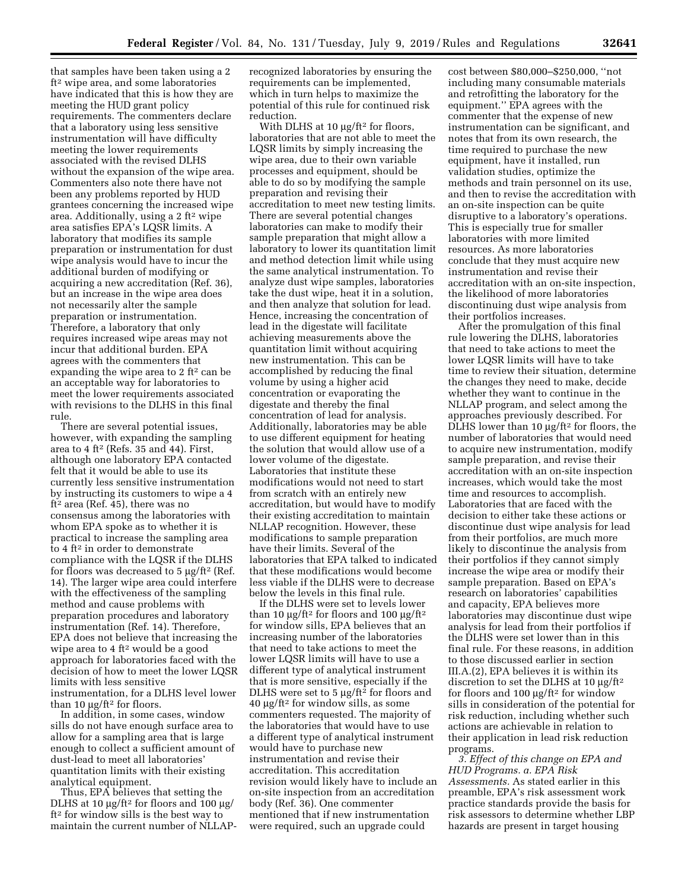that samples have been taken using a 2 $ft^2$ wipe area, and some laboratories have indicated that this is how they are meeting the HUD grant policy requirements. The commenters declare that a laboratory using less sensitive instrumentation will have difficulty meeting the lower requirements associated with the revised DLHS without the expansion of the wipe area. Commenters also note there have not been any problems reported by HUD grantees concerning the increased wipe area. Additionally, using a 2 $ft^2$ wipe area satisfies EPA's LQSR limits. A laboratory that modifies its sample preparation or instrumentation for dust wipe analysis would have to incur the additional burden of modifying or acquiring a new accreditation (Ref. 36), but an increase in the wipe area does not necessarily alter the sample preparation or instrumentation. Therefore, a laboratory that only requires increased wipe areas may not incur that additional burden. EPA agrees with the commenters that expanding the wipe area to 2 $ft^2$ can be an acceptable way for laboratories to meet the lower requirements associated with revisions to the DLHS in this final rule.

There are several potential issues, however, with expanding the sampling area to 4 $ft^2$ (Refs. 35 and 44). First, although one laboratory EPA contacted felt that it would be able to use its currently less sensitive instrumentation by instructing its customers to wipe a 4 $ft^2$ area (Ref. 45), there was no consensus among the laboratories with whom EPA spoke as to whether it is practical to increase the sampling area to 4 $ft^2$ in order to demonstrate compliance with the LQSR if the DLHS for floors was decreased to 5 µg/$ft^2$ (Ref. 14). The larger wipe area could interfere with the effectiveness of the sampling method and cause problems with preparation procedures and laboratory instrumentation (Ref. 14). Therefore, EPA does not believe that increasing the wipe area to 4 $ft^2$ would be a good approach for laboratories faced with the decision of how to meet the lower LQSR limits with less sensitive instrumentation, for a DLHS level lower than 10 µg/$ft^2$ for floors.

In addition, in some cases, window sills do not have enough surface area to allow for a sampling area that is large enough to collect a sufficient amount of dust-lead to meet all laboratories' quantitation limits with their existing analytical equipment.

Thus, EPA believes that setting the DLHS at 10 µg/$ft^2$ for floors and 100 µg/$ft^2$ for window sills is the best way to maintain the current number of NLLAP-recognized laboratories by ensuring the requirements can be implemented, which in turn helps to maximize the potential of this rule for continued risk reduction.

With DLHS at 10 µg/$ft^2$ for floors, laboratories that are not able to meet the LQSR limits by simply increasing the wipe area, due to their own variable processes and equipment, should be able to do so by modifying the sample preparation and revising their accreditation to meet new testing limits. There are several potential changes laboratories can make to modify their sample preparation that might allow a laboratory to lower its quantitation limit and method detection limit while using the same analytical instrumentation. To analyze dust wipe samples, laboratories take the dust wipe, heat it in a solution, and then analyze that solution for lead. Hence, increasing the concentration of lead in the digestate will facilitate achieving measurements above the quantitation limit without acquiring new instrumentation. This can be accomplished by reducing the final volume by using a higher acid concentration or evaporating the digestate and thereby the final concentration of lead for analysis. Additionally, laboratories may be able to use different equipment for heating the solution that would allow use of a lower volume of the digestate. Laboratories that institute these modifications would not need to start from scratch with an entirely new accreditation, but would have to modify their existing accreditation to maintain NLLAP recognition. However, these modifications to sample preparation have their limits. Several of the laboratories that EPA talked to indicated that these modifications would become less viable if the DLHS were to decrease below the levels in this final rule.

If the DLHS were set to levels lower than 10 µg/$ft^2$ for floors and 100 µg/$ft^2$ for window sills, EPA believes that an increasing number of the laboratories that need to take actions to meet the lower LQSR limits will have to use a different type of analytical instrument that is more sensitive, especially if the DLHS were set to 5 µg/$ft^2$ for floors and 40 µg/$ft^2$ for window sills, as some commenters requested. The majority of the laboratories that would have to use a different type of analytical instrument would have to purchase new instrumentation and revise their accreditation. This accreditation revision would likely have to include an on-site inspection from an accreditation body (Ref. 36). One commenter mentioned that if new instrumentation were required, such an upgrade could cost between \$80,000–\$250,000, ''not including many consumable materials and retrofitting the laboratory for the equipment.'' EPA agrees with the commenter that the expense of new instrumentation can be significant, and notes that from its own research, the time required to purchase the new equipment, have it installed, run validation studies, optimize the methods and train personnel on its use, and then to revise the accreditation with an on-site inspection can be quite disruptive to a laboratory's operations. This is especially true for smaller laboratories with more limited resources. As more laboratories conclude that they must acquire new instrumentation and revise their accreditation with an on-site inspection, the likelihood of more laboratories discontinuing dust wipe analysis from their portfolios increases.

After the promulgation of this final rule lowering the DLHS, laboratories that need to take actions to meet the lower LQSR limits will have to take time to review their situation, determine the changes they need to make, decide whether they want to continue in the NLLAP program, and select among the approaches previously described. For DLHS lower than 10 µg/$ft^2$ for floors, the number of laboratories that would need to acquire new instrumentation, modify sample preparation, and revise their accreditation with an on-site inspection increases, which would take the most time and resources to accomplish. Laboratories that are faced with the decision to either take these actions or discontinue dust wipe analysis for lead from their portfolios, are much more likely to discontinue the analysis from their portfolios if they cannot simply increase the wipe area or modify their sample preparation. Based on EPA's research on laboratories' capabilities and capacity, EPA believes more laboratories may discontinue dust wipe analysis for lead from their portfolios if the DLHS were set lower than in this final rule. For these reasons, in addition to those discussed earlier in section III.A.(2), EPA believes it is within its discretion to set the DLHS at 10 µg/$ft^2$ for floors and 100 µg/$ft^2$ for window sills in consideration of the potential for risk reduction, including whether such actions are achievable in relation to their application in lead risk reduction programs.

*3. Effect of this change on EPA and HUD Programs. a. EPA Risk Assessments.* As stated earlier in this preamble, EPA's risk assessment work practice standards provide the basis for risk assessors to determine whether LBP hazards are present in target housing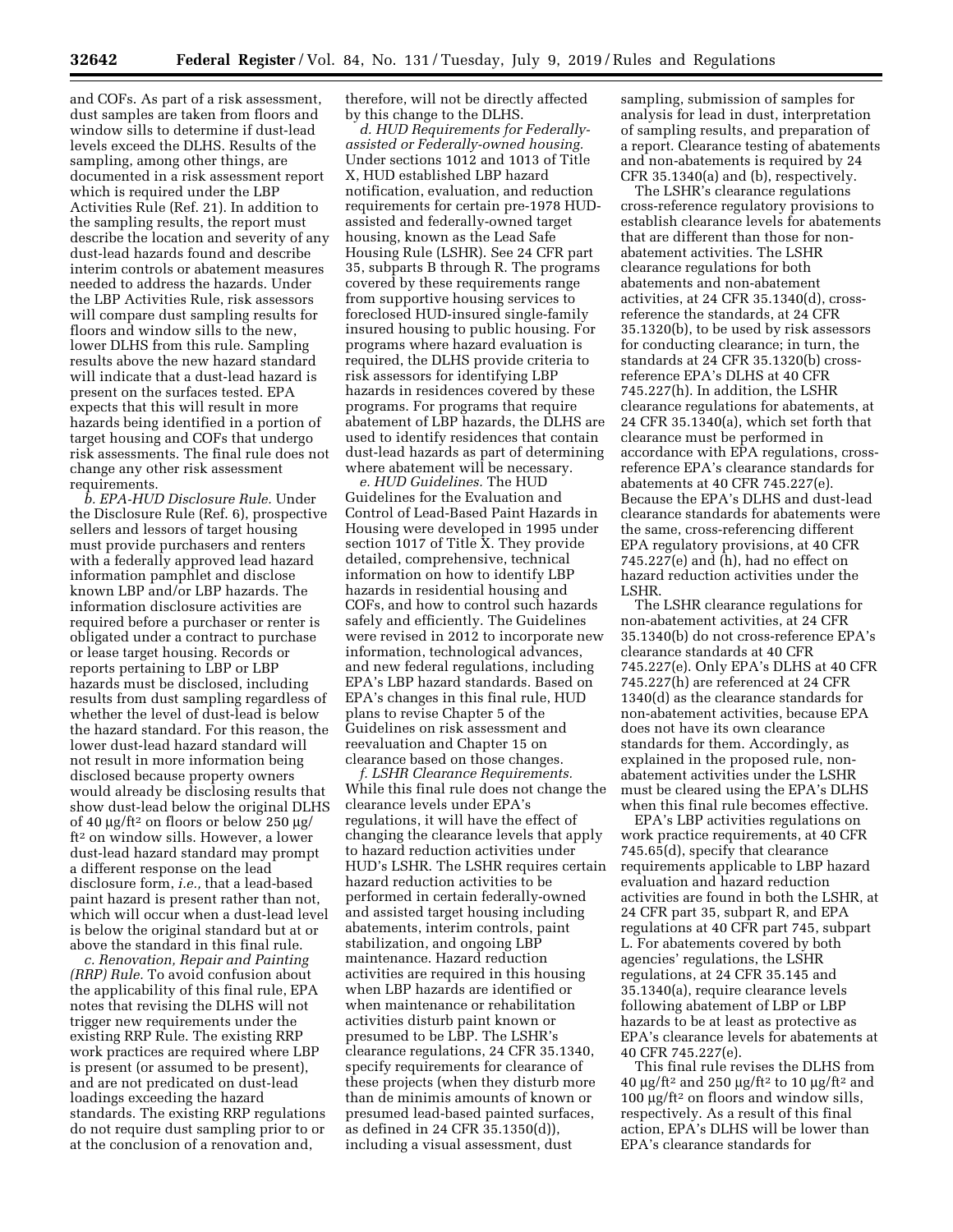and COFs. As part of a risk assessment, dust samples are taken from floors and window sills to determine if dust-lead levels exceed the DLHS. Results of the sampling, among other things, are documented in a risk assessment report which is required under the LBP Activities Rule (Ref. 21). In addition to the sampling results, the report must describe the location and severity of any dust-lead hazards found and describe interim controls or abatement measures needed to address the hazards. Under the LBP Activities Rule, risk assessors will compare dust sampling results for floors and window sills to the new, lower DLHS from this rule. Sampling results above the new hazard standard will indicate that a dust-lead hazard is present on the surfaces tested. EPA expects that this will result in more hazards being identified in a portion of target housing and COFs that undergo risk assessments. The final rule does not change any other risk assessment requirements.

*b. EPA-HUD Disclosure Rule.* Under the Disclosure Rule (Ref. 6), prospective sellers and lessors of target housing must provide purchasers and renters with a federally approved lead hazard information pamphlet and disclose known LBP and/or LBP hazards. The information disclosure activities are required before a purchaser or renter is obligated under a contract to purchase or lease target housing. Records or reports pertaining to LBP or LBP hazards must be disclosed, including results from dust sampling regardless of whether the level of dust-lead is below the hazard standard. For this reason, the lower dust-lead hazard standard will not result in more information being disclosed because property owners would already be disclosing results that show dust-lead below the original DLHS of 40 µg/ft$^2$ on floors or below 250 µg/ft$^2$ on window sills. However, a lower dust-lead hazard standard may prompt a different response on the lead disclosure form, *i.e.,* that a lead-based paint hazard is present rather than not, which will occur when a dust-lead level is below the original standard but at or above the standard in this final rule.

*c. Renovation, Repair and Painting (RRP) Rule.* To avoid confusion about the applicability of this final rule, EPA notes that revising the DLHS will not trigger new requirements under the existing RRP Rule. The existing RRP work practices are required where LBP is present (or assumed to be present), and are not predicated on dust-lead loadings exceeding the hazard standards. The existing RRP regulations do not require dust sampling prior to or at the conclusion of a renovation and, therefore, will not be directly affected by this change to the DLHS.

*d. HUD Requirements for Federally-assisted or Federally-owned housing.* Under sections 1012 and 1013 of Title X, HUD established LBP hazard notification, evaluation, and reduction requirements for certain pre-1978 HUD-assisted and federally-owned target housing, known as the Lead Safe Housing Rule (LSHR). See 24 CFR part 35, subparts B through R. The programs covered by these requirements range from supportive housing services to foreclosed HUD-insured single-family insured housing to public housing. For programs where hazard evaluation is required, the DLHS provide criteria to risk assessors for identifying LBP hazards in residences covered by these programs. For programs that require abatement of LBP hazards, the DLHS are used to identify residences that contain dust-lead hazards as part of determining where abatement will be necessary.

*e. HUD Guidelines.* The HUD Guidelines for the Evaluation and Control of Lead-Based Paint Hazards in Housing were developed in 1995 under section 1017 of Title X. They provide detailed, comprehensive, technical information on how to identify LBP hazards in residential housing and COFs, and how to control such hazards safely and efficiently. The Guidelines were revised in 2012 to incorporate new information, technological advances, and new federal regulations, including EPA's LBP hazard standards. Based on EPA's changes in this final rule, HUD plans to revise Chapter 5 of the Guidelines on risk assessment and reevaluation and Chapter 15 on clearance based on those changes.

*f. LSHR Clearance Requirements.* While this final rule does not change the clearance levels under EPA's regulations, it will have the effect of changing the clearance levels that apply to hazard reduction activities under HUD's LSHR. The LSHR requires certain hazard reduction activities to be performed in certain federally-owned and assisted target housing including abatements, interim controls, paint stabilization, and ongoing LBP maintenance. Hazard reduction activities are required in this housing when LBP hazards are identified or when maintenance or rehabilitation activities disturb paint known or presumed to be LBP. The LSHR's clearance regulations, 24 CFR 35.1340, specify requirements for clearance of these projects (when they disturb more than de minimis amounts of known or presumed lead-based painted surfaces, as defined in 24 CFR 35.1350(d)), including a visual assessment, dust sampling, submission of samples for analysis for lead in dust, interpretation of sampling results, and preparation of a report. Clearance testing of abatements and non-abatements is required by 24 CFR 35.1340(a) and (b), respectively.

The LSHR's clearance regulations cross-reference regulatory provisions to establish clearance levels for abatements that are different than those for non-abatement activities. The LSHR clearance regulations for both abatements and non-abatement activities, at 24 CFR 35.1340(d), cross-reference the standards, at 24 CFR 35.1320(b), to be used by risk assessors for conducting clearance; in turn, the standards at 24 CFR 35.1320(b) cross-reference EPA's DLHS at 40 CFR 745.227(h). In addition, the LSHR clearance regulations for abatements, at 24 CFR 35.1340(a), which set forth that clearance must be performed in accordance with EPA regulations, cross-reference EPA's clearance standards for abatements at 40 CFR 745.227(e). Because the EPA's DLHS and dust-lead clearance standards for abatements were the same, cross-referencing different EPA regulatory provisions, at 40 CFR 745.227(e) and (h), had no effect on hazard reduction activities under the LSHR.

The LSHR clearance regulations for non-abatement activities, at 24 CFR 35.1340(b) do not cross-reference EPA's clearance standards at 40 CFR 745.227(e). Only EPA's DLHS at 40 CFR 745.227(h) are referenced at 24 CFR 1340(d) as the clearance standards for non-abatement activities, because EPA does not have its own clearance standards for them. Accordingly, as explained in the proposed rule, non-abatement activities under the LSHR must be cleared using the EPA's DLHS when this final rule becomes effective.

EPA's LBP activities regulations on work practice requirements, at 40 CFR 745.65(d), specify that clearance requirements applicable to LBP hazard evaluation and hazard reduction activities are found in both the LSHR, at 24 CFR part 35, subpart R, and EPA regulations at 40 CFR part 745, subpart L. For abatements covered by both agencies' regulations, the LSHR regulations, at 24 CFR 35.145 and 35.1340(a), require clearance levels following abatement of LBP or LBP hazards to be at least as protective as EPA's clearance levels for abatements at 40 CFR 745.227(e).

This final rule revises the DLHS from 40 µg/ft$^2$ and 250 µg/ft$^2$ to 10 µg/ft$^2$ and 100 µg/ft$^2$ on floors and window sills, respectively. As a result of this final action, EPA's DLHS will be lower than EPA's clearance standards for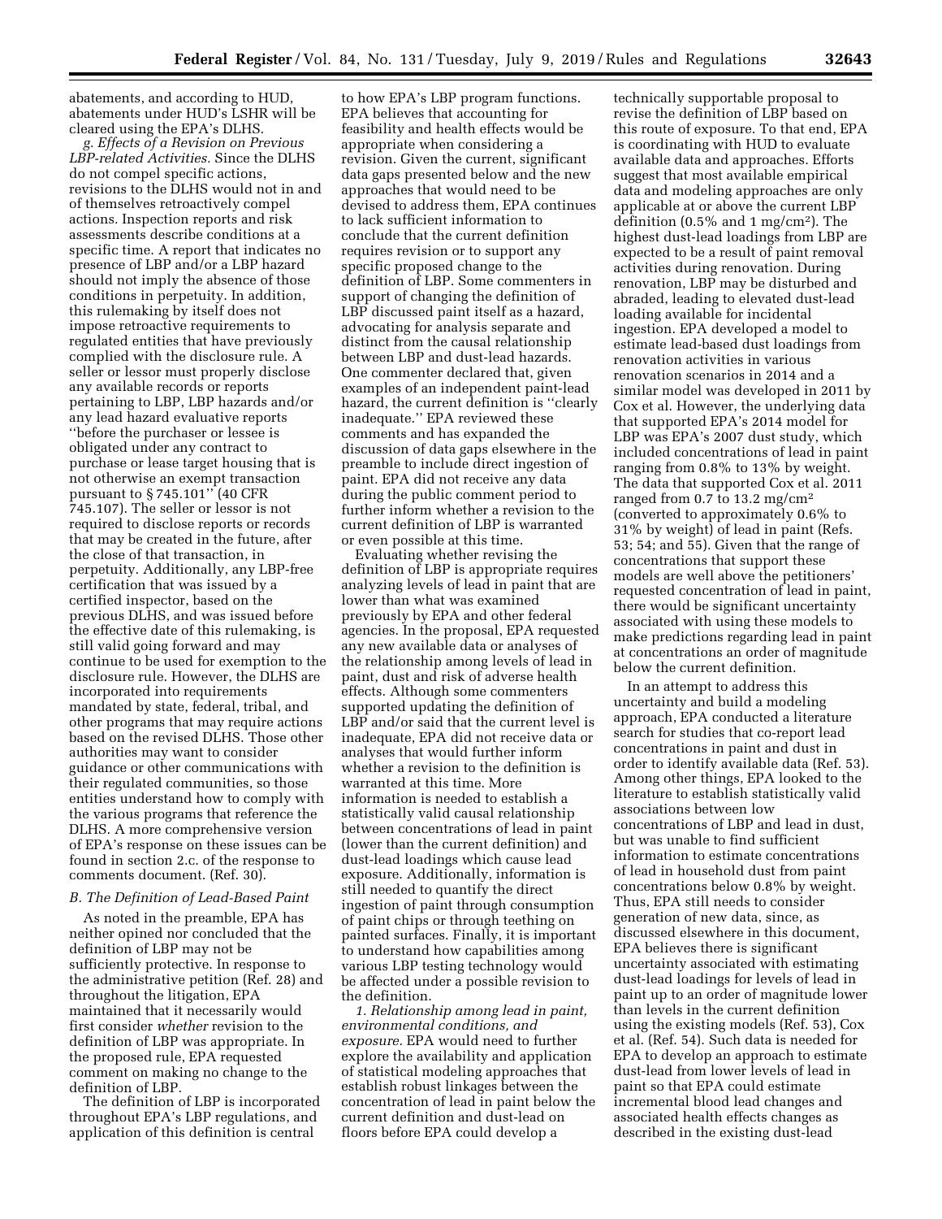abatements, and according to HUD, abatements under HUD's LSHR will be cleared using the EPA's DLHS.

*g. Effects of a Revision on Previous LBP-related Activities.* Since the DLHS do not compel specific actions, revisions to the DLHS would not in and of themselves retroactively compel actions. Inspection reports and risk assessments describe conditions at a specific time. A report that indicates no presence of LBP and/or a LBP hazard should not imply the absence of those conditions in perpetuity. In addition, this rulemaking by itself does not impose retroactive requirements to regulated entities that have previously complied with the disclosure rule. A seller or lessor must properly disclose any available records or reports pertaining to LBP, LBP hazards and/or any lead hazard evaluative reports ''before the purchaser or lessee is obligated under any contract to purchase or lease target housing that is not otherwise an exempt transaction pursuant to § 745.101'' (40 CFR 745.107). The seller or lessor is not required to disclose reports or records that may be created in the future, after the close of that transaction, in perpetuity. Additionally, any LBP-free certification that was issued by a certified inspector, based on the previous DLHS, and was issued before the effective date of this rulemaking, is still valid going forward and may continue to be used for exemption to the disclosure rule. However, the DLHS are incorporated into requirements mandated by state, federal, tribal, and other programs that may require actions based on the revised DLHS. Those other authorities may want to consider guidance or other communications with their regulated communities, so those entities understand how to comply with the various programs that reference the DLHS. A more comprehensive version of EPA's response on these issues can be found in section 2.c. of the response to comments document. (Ref. 30).

### *B. The Definition of Lead-Based Paint*

As noted in the preamble, EPA has neither opined nor concluded that the definition of LBP may not be sufficiently protective. In response to the administrative petition (Ref. 28) and throughout the litigation, EPA maintained that it necessarily would first consider *whether* revision to the definition of LBP was appropriate. In the proposed rule, EPA requested comment on making no change to the definition of LBP.

The definition of LBP is incorporated throughout EPA's LBP regulations, and application of this definition is central to how EPA's LBP program functions. EPA believes that accounting for feasibility and health effects would be appropriate when considering a revision. Given the current, significant data gaps presented below and the new approaches that would need to be devised to address them, EPA continues to lack sufficient information to conclude that the current definition requires revision or to support any specific proposed change to the definition of LBP. Some commenters in support of changing the definition of LBP discussed paint itself as a hazard, advocating for analysis separate and distinct from the causal relationship between LBP and dust-lead hazards. One commenter declared that, given examples of an independent paint-lead hazard, the current definition is ''clearly inadequate.'' EPA reviewed these comments and has expanded the discussion of data gaps elsewhere in the preamble to include direct ingestion of paint. EPA did not receive any data during the public comment period to further inform whether a revision to the current definition of LBP is warranted or even possible at this time.

Evaluating whether revising the definition of LBP is appropriate requires analyzing levels of lead in paint that are lower than what was examined previously by EPA and other federal agencies. In the proposal, EPA requested any new available data or analyses of the relationship among levels of lead in paint, dust and risk of adverse health effects. Although some commenters supported updating the definition of LBP and/or said that the current level is inadequate, EPA did not receive data or analyses that would further inform whether a revision to the definition is warranted at this time. More information is needed to establish a statistically valid causal relationship between concentrations of lead in paint (lower than the current definition) and dust-lead loadings which cause lead exposure. Additionally, information is still needed to quantify the direct ingestion of paint through consumption of paint chips or through teething on painted surfaces. Finally, it is important to understand how capabilities among various LBP testing technology would be affected under a possible revision to the definition.

*1. Relationship among lead in paint, environmental conditions, and exposure.* EPA would need to further explore the availability and application of statistical modeling approaches that establish robust linkages between the concentration of lead in paint below the current definition and dust-lead on floors before EPA could develop a technically supportable proposal to revise the definition of LBP based on this route of exposure. To that end, EPA is coordinating with HUD to evaluate available data and approaches. Efforts suggest that most available empirical data and modeling approaches are only applicable at or above the current LBP definition (0.5% and 1 mg/cm$^2$). The highest dust-lead loadings from LBP are expected to be a result of paint removal activities during renovation. During renovation, LBP may be disturbed and abraded, leading to elevated dust-lead loading available for incidental ingestion. EPA developed a model to estimate lead-based dust loadings from renovation activities in various renovation scenarios in 2014 and a similar model was developed in 2011 by Cox et al. However, the underlying data that supported EPA's 2014 model for LBP was EPA's 2007 dust study, which included concentrations of lead in paint ranging from 0.8% to 13% by weight. The data that supported Cox et al. 2011 ranged from 0.7 to 13.2 mg/cm$^2$ (converted to approximately 0.6% to 31% by weight) of lead in paint (Refs. 53; 54; and 55). Given that the range of concentrations that support these models are well above the petitioners' requested concentration of lead in paint, there would be significant uncertainty associated with using these models to make predictions regarding lead in paint at concentrations an order of magnitude below the current definition.

In an attempt to address this uncertainty and build a modeling approach, EPA conducted a literature search for studies that co-report lead concentrations in paint and dust in order to identify available data (Ref. 53). Among other things, EPA looked to the literature to establish statistically valid associations between low concentrations of LBP and lead in dust, but was unable to find sufficient information to estimate concentrations of lead in household dust from paint concentrations below 0.8% by weight. Thus, EPA still needs to consider generation of new data, since, as discussed elsewhere in this document, EPA believes there is significant uncertainty associated with estimating dust-lead loadings for levels of lead in paint up to an order of magnitude lower than levels in the current definition using the existing models (Ref. 53), Cox et al. (Ref. 54). Such data is needed for EPA to develop an approach to estimate dust-lead from lower levels of lead in paint so that EPA could estimate incremental blood lead changes and associated health effects changes as described in the existing dust-lead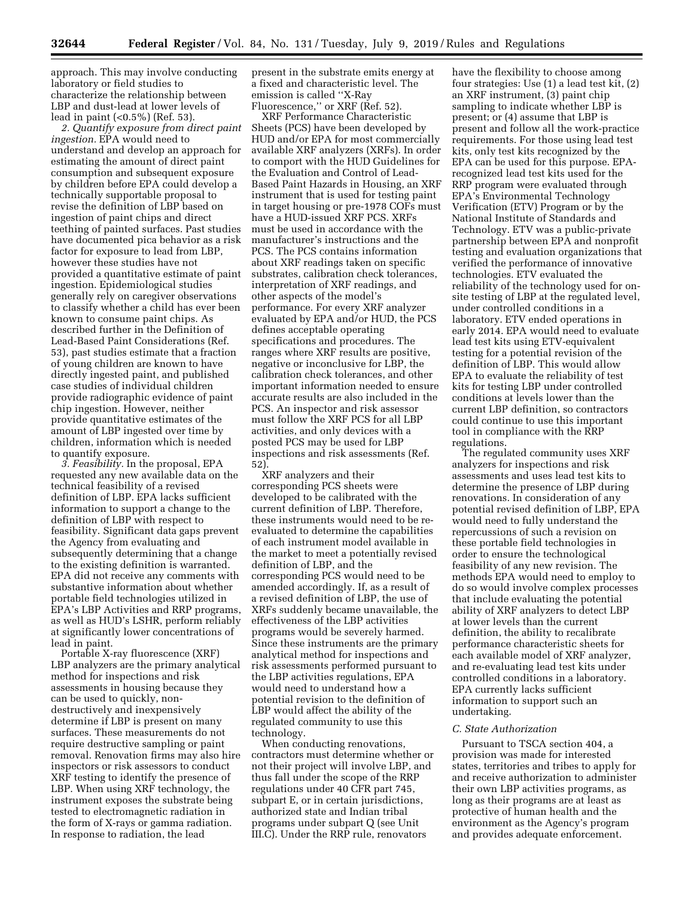approach. This may involve conducting laboratory or field studies to characterize the relationship between LBP and dust-lead at lower levels of lead in paint (<0.5%) (Ref. 53).

*2. Quantify exposure from direct paint ingestion.* EPA would need to understand and develop an approach for estimating the amount of direct paint consumption and subsequent exposure by children before EPA could develop a technically supportable proposal to revise the definition of LBP based on ingestion of paint chips and direct teething of painted surfaces. Past studies have documented pica behavior as a risk factor for exposure to lead from LBP, however these studies have not provided a quantitative estimate of paint ingestion. Epidemiological studies generally rely on caregiver observations to classify whether a child has ever been known to consume paint chips. As described further in the Definition of Lead-Based Paint Considerations (Ref. 53), past studies estimate that a fraction of young children are known to have directly ingested paint, and published case studies of individual children provide radiographic evidence of paint chip ingestion. However, neither provide quantitative estimates of the amount of LBP ingested over time by children, information which is needed to quantify exposure.

*3. Feasibility.* In the proposal, EPA requested any new available data on the technical feasibility of a revised definition of LBP. EPA lacks sufficient information to support a change to the definition of LBP with respect to feasibility. Significant data gaps prevent the Agency from evaluating and subsequently determining that a change to the existing definition is warranted. EPA did not receive any comments with substantive information about whether portable field technologies utilized in EPA's LBP Activities and RRP programs, as well as HUD's LSHR, perform reliably at significantly lower concentrations of lead in paint.

Portable X-ray fluorescence (XRF) LBP analyzers are the primary analytical method for inspections and risk assessments in housing because they can be used to quickly, non-destructively and inexpensively determine if LBP is present on many surfaces. These measurements do not require destructive sampling or paint removal. Renovation firms may also hire inspectors or risk assessors to conduct XRF testing to identify the presence of LBP. When using XRF technology, the instrument exposes the substrate being tested to electromagnetic radiation in the form of X-rays or gamma radiation. In response to radiation, the lead present in the substrate emits energy at a fixed and characteristic level. The emission is called ''X-Ray Fluorescence,'' or XRF (Ref. 52).

XRF Performance Characteristic Sheets (PCS) have been developed by HUD and/or EPA for most commercially available XRF analyzers (XRFs). In order to comport with the HUD Guidelines for the Evaluation and Control of Lead-Based Paint Hazards in Housing, an XRF instrument that is used for testing paint in target housing or pre-1978 COFs must have a HUD-issued XRF PCS. XRFs must be used in accordance with the manufacturer's instructions and the PCS. The PCS contains information about XRF readings taken on specific substrates, calibration check tolerances, interpretation of XRF readings, and other aspects of the model's performance. For every XRF analyzer evaluated by EPA and/or HUD, the PCS defines acceptable operating specifications and procedures. The ranges where XRF results are positive, negative or inconclusive for LBP, the calibration check tolerances, and other important information needed to ensure accurate results are also included in the PCS. An inspector and risk assessor must follow the XRF PCS for all LBP activities, and only devices with a posted PCS may be used for LBP inspections and risk assessments (Ref. 52).

XRF analyzers and their corresponding PCS sheets were developed to be calibrated with the current definition of LBP. Therefore, these instruments would need to be re-evaluated to determine the capabilities of each instrument model available in the market to meet a potentially revised definition of LBP, and the corresponding PCS would need to be amended accordingly. If, as a result of a revised definition of LBP, the use of XRFs suddenly became unavailable, the effectiveness of the LBP activities programs would be severely harmed. Since these instruments are the primary analytical method for inspections and risk assessments performed pursuant to the LBP activities regulations, EPA would need to understand how a potential revision to the definition of LBP would affect the ability of the regulated community to use this technology.

When conducting renovations, contractors must determine whether or not their project will involve LBP, and thus fall under the scope of the RRP regulations under 40 CFR part 745, subpart E, or in certain jurisdictions, authorized state and Indian tribal programs under subpart Q (see Unit III.C). Under the RRP rule, renovators have the flexibility to choose among four strategies: Use (1) a lead test kit, (2) an XRF instrument, (3) paint chip sampling to indicate whether LBP is present; or (4) assume that LBP is present and follow all the work-practice requirements. For those using lead test kits, only test kits recognized by the EPA can be used for this purpose. EPA-recognized lead test kits used for the RRP program were evaluated through EPA's Environmental Technology Verification (ETV) Program or by the National Institute of Standards and Technology. ETV was a public-private partnership between EPA and nonprofit testing and evaluation organizations that verified the performance of innovative technologies. ETV evaluated the reliability of the technology used for on-site testing of LBP at the regulated level, under controlled conditions in a laboratory. ETV ended operations in early 2014. EPA would need to evaluate lead test kits using ETV-equivalent testing for a potential revision of the definition of LBP. This would allow EPA to evaluate the reliability of test kits for testing LBP under controlled conditions at levels lower than the current LBP definition, so contractors could continue to use this important tool in compliance with the RRP regulations.

The regulated community uses XRF analyzers for inspections and risk assessments and uses lead test kits to determine the presence of LBP during renovations. In consideration of any potential revised definition of LBP, EPA would need to fully understand the repercussions of such a revision on these portable field technologies in order to ensure the technological feasibility of any new revision. The methods EPA would need to employ to do so would involve complex processes that include evaluating the potential ability of XRF analyzers to detect LBP at lower levels than the current definition, the ability to recalibrate performance characteristic sheets for each available model of XRF analyzer, and re-evaluating lead test kits under controlled conditions in a laboratory. EPA currently lacks sufficient information to support such an undertaking.

### *C. State Authorization*

Pursuant to TSCA section 404, a provision was made for interested states, territories and tribes to apply for and receive authorization to administer their own LBP activities programs, as long as their programs are at least as protective of human health and the environment as the Agency's program and provides adequate enforcement.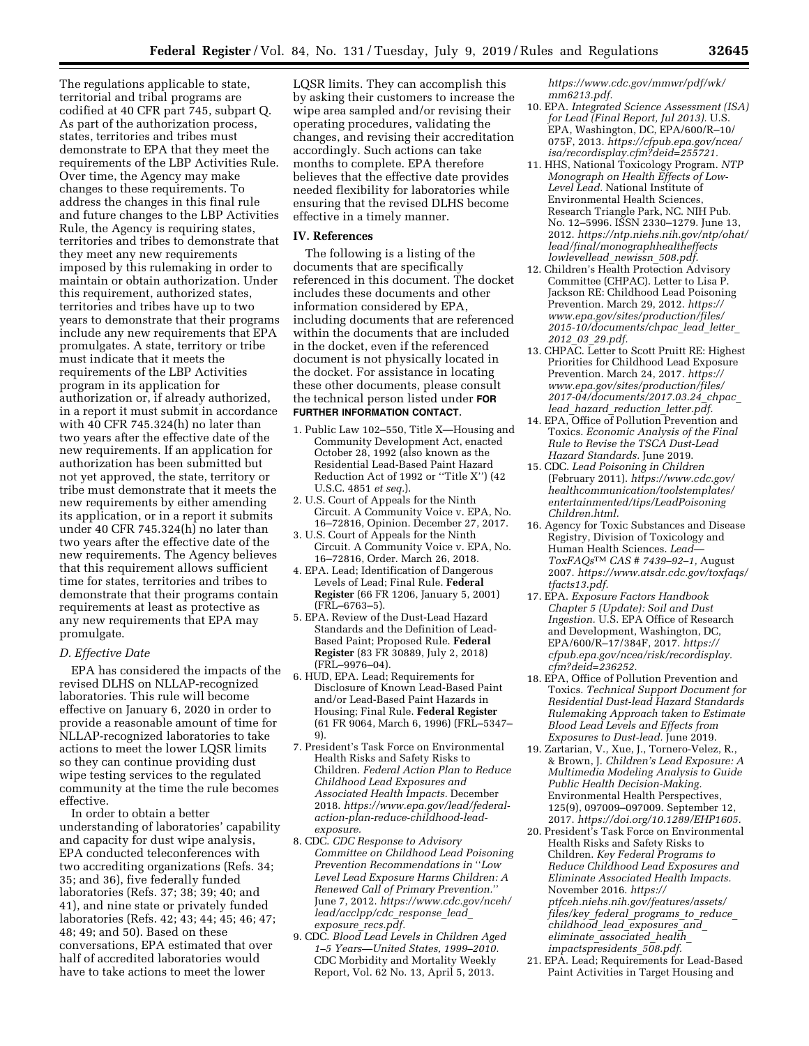The regulations applicable to state, territorial and tribal programs are codified at 40 CFR part 745, subpart Q. As part of the authorization process, states, territories and tribes must demonstrate to EPA that they meet the requirements of the LBP Activities Rule. Over time, the Agency may make changes to these requirements. To address the changes in this final rule and future changes to the LBP Activities Rule, the Agency is requiring states, territories and tribes to demonstrate that they meet any new requirements imposed by this rulemaking in order to maintain or obtain authorization. Under this requirement, authorized states, territories and tribes have up to two years to demonstrate that their programs include any new requirements that EPA promulgates. A state, territory or tribe must indicate that it meets the requirements of the LBP Activities program in its application for authorization or, if already authorized, in a report it must submit in accordance with 40 CFR 745.324(h) no later than two years after the effective date of the new requirements. If an application for authorization has been submitted but not yet approved, the state, territory or tribe must demonstrate that it meets the new requirements by either amending its application, or in a report it submits under 40 CFR 745.324(h) no later than two years after the effective date of the new requirements. The Agency believes that this requirement allows sufficient time for states, territories and tribes to demonstrate that their programs contain requirements at least as protective as any new requirements that EPA may promulgate.

### *D. Effective Date*

EPA has considered the impacts of the revised DLHS on NLLAP-recognized laboratories. This rule will become effective on January 6, 2020 in order to provide a reasonable amount of time for NLLAP-recognized laboratories to take actions to meet the lower LQSR limits so they can continue providing dust wipe testing services to the regulated community at the time the rule becomes effective.

In order to obtain a better understanding of laboratories' capability and capacity for dust wipe analysis, EPA conducted teleconferences with two accrediting organizations (Refs. 34; 35; and 36), five federally funded laboratories (Refs. 37; 38; 39; 40; and 41), and nine state or privately funded laboratories (Refs. 42; 43; 44; 45; 46; 47; 48; 49; and 50). Based on these conversations, EPA estimated that over half of accredited laboratories would have to take actions to meet the lower LQSR limits. They can accomplish this by asking their customers to increase the wipe area sampled and/or revising their operating procedures, validating the changes, and revising their accreditation accordingly. Such actions can take months to complete. EPA therefore believes that the effective date provides needed flexibility for laboratories while ensuring that the revised DLHS become effective in a timely manner.

## IV. References

The following is a listing of the documents that are specifically referenced in this document. The docket includes these documents and other information considered by EPA, including documents that are referenced within the documents that are included in the docket, even if the referenced document is not physically located in the docket. For assistance in locating these other documents, please consult the technical person listed under **FOR FURTHER INFORMATION CONTACT**.

1. Public Law 102–550, Title X—Housing and Community Development Act, enacted October 28, 1992 (also known as the Residential Lead-Based Paint Hazard Reduction Act of 1992 or ''Title X'') (42 U.S.C. 4851 *et seq.*).
2. U.S. Court of Appeals for the Ninth Circuit. A Community Voice v. EPA, No. 16–72816, Opinion. December 27, 2017.
3. U.S. Court of Appeals for the Ninth Circuit. A Community Voice v. EPA, No. 16–72816, Order. March 26, 2018.
4. EPA. Lead; Identification of Dangerous Levels of Lead; Final Rule. **Federal Register** (66 FR 1206, January 5, 2001) (FRL–6763–5).
5. EPA. Review of the Dust-Lead Hazard Standards and the Definition of Lead-Based Paint; Proposed Rule. **Federal Register** (83 FR 30889, July 2, 2018) (FRL–9976–04).
6. HUD, EPA. Lead; Requirements for Disclosure of Known Lead-Based Paint and/or Lead-Based Paint Hazards in Housing; Final Rule. **Federal Register** (61 FR 9064, March 6, 1996) (FRL–5347–9).
7. President's Task Force on Environmental Health Risks and Safety Risks to Children. *Federal Action Plan to Reduce Childhood Lead Exposures and Associated Health Impacts.* December 2018. *https://www.epa.gov/lead/federal-action-plan-reduce-childhood-lead-exposure.*
8. CDC. *CDC Response to Advisory Committee on Childhood Lead Poisoning Prevention Recommendations in ''Low Level Lead Exposure Harms Children: A Renewed Call of Primary Prevention.''* June 7, 2012. *https://www.cdc.gov/nceh/lead/acclpp/cdc_response_lead_exposure_recs.pdf.*
9. CDC. *Blood Lead Levels in Children Aged 1–5 Years—United States, 1999–2010.* CDC Morbidity and Mortality Weekly Report, Vol. 62 No. 13, April 5, 2013. *https://www.cdc.gov/mmwr/pdf/wk/mm6213.pdf.*
10. EPA. *Integrated Science Assessment (ISA) for Lead (Final Report, Jul 2013).* U.S. EPA, Washington, DC, EPA/600/R–10/075F, 2013. *https://cfpub.epa.gov/ncea/isa/recordisplay.cfm?deid=255721.*
11. HHS, National Toxicology Program. *NTP Monograph on Health Effects of Low-Level Lead.* National Institute of Environmental Health Sciences, Research Triangle Park, NC. NIH Pub. No. 12–5996. ISSN 2330–1279. June 13, 2012. *https://ntp.niehs.nih.gov/ntp/ohat/lead/final/monographhealtheffects lowlevellead_newissn_508.pdf.*
12. Children's Health Protection Advisory Committee (CHPAC). Letter to Lisa P. Jackson RE: Childhood Lead Poisoning Prevention. March 29, 2012. *https://www.epa.gov/sites/production/files/2015-10/documents/chpac_lead_letter_2012_03_29.pdf.*
13. CHPAC. Letter to Scott Pruitt RE: Highest Priorities for Childhood Lead Exposure Prevention. March 24, 2017. *https://www.epa.gov/sites/production/files/2017-04/documents/2017.03.24_chpac_lead_hazard_reduction_letter.pdf.*
14. EPA, Office of Pollution Prevention and Toxics. *Economic Analysis of the Final Rule to Revise the TSCA Dust-Lead Hazard Standards.* June 2019.
15. CDC. *Lead Poisoning in Children* (February 2011). *https://www.cdc.gov/healthcommunication/toolstemplates/entertainmented/tips/LeadPoisoning Children.html.*
16. Agency for Toxic Substances and Disease Registry, Division of Toxicology and Human Health Sciences. *Lead—ToxFAQs™ CAS # 7439–92–1,* August 2007. *https://www.atsdr.cdc.gov/toxfaqs/tfacts13.pdf.*
17. EPA. *Exposure Factors Handbook Chapter 5 (Update): Soil and Dust Ingestion.* U.S. EPA Office of Research and Development, Washington, DC, EPA/600/R–17/384F, 2017. *https://cfpub.epa.gov/ncea/risk/recordisplay.cfm?deid=236252.*
18. EPA, Office of Pollution Prevention and Toxics. *Technical Support Document for Residential Dust-lead Hazard Standards Rulemaking Approach taken to Estimate Blood Lead Levels and Effects from Exposures to Dust-lead.* June 2019.
19. Zartarian, V., Xue, J., Tornero-Velez, R., & Brown, J. *Children's Lead Exposure: A Multimedia Modeling Analysis to Guide Public Health Decision-Making.* Environmental Health Perspectives, 125(9), 097009–097009. September 12, 2017. *https://doi.org/10.1289/EHP1605.*
20. President's Task Force on Environmental Health Risks and Safety Risks to Children. *Key Federal Programs to Reduce Childhood Lead Exposures and Eliminate Associated Health Impacts.* November 2016. *https://ptfceh.niehs.nih.gov/features/assets/files/key_federal_programs_to_reduce_childhood_lead_exposures_and_eliminate_associated_health_impactspresidents_508.pdf.*
21. EPA. Lead; Requirements for Lead-Based Paint Activities in Target Housing and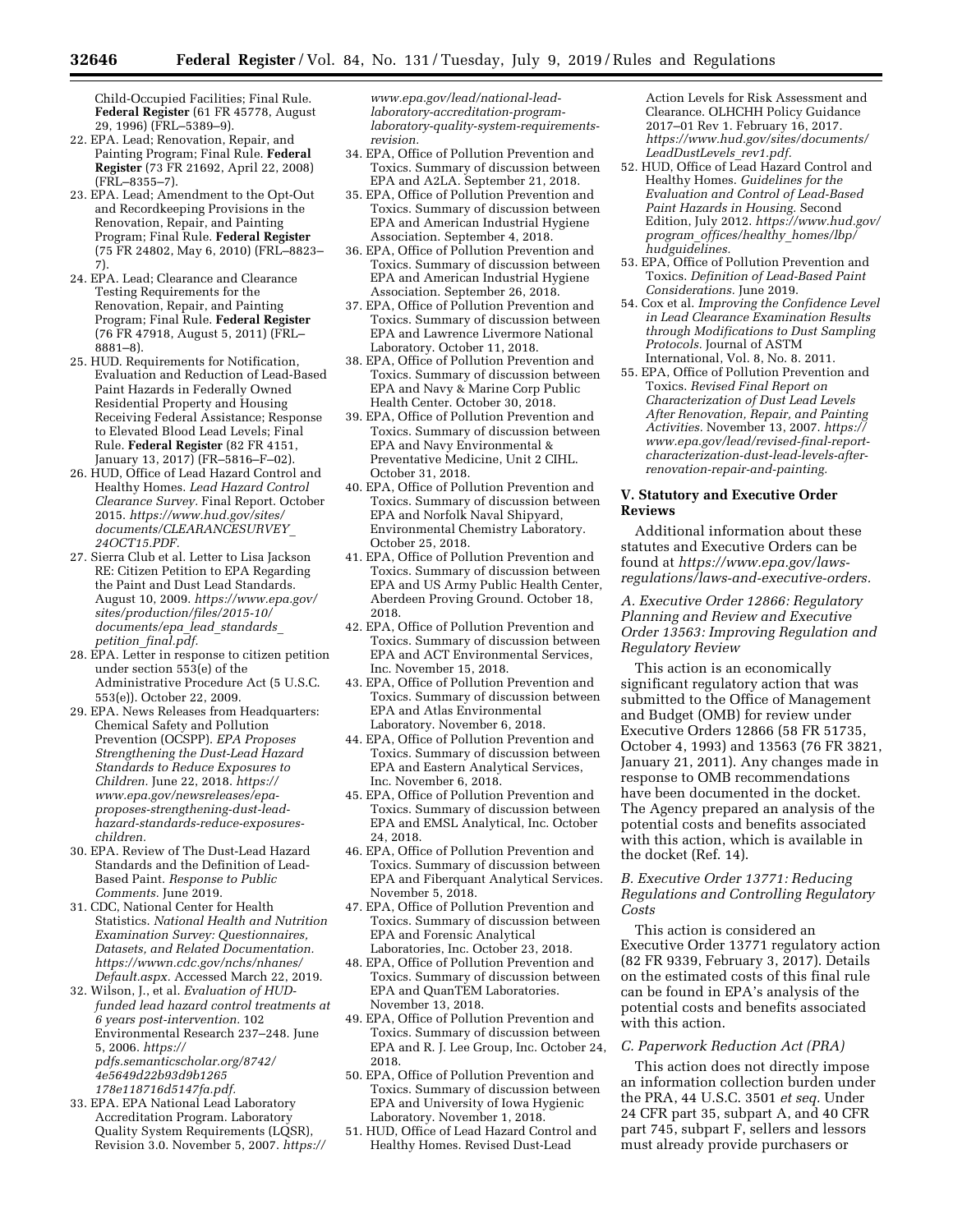Child-Occupied Facilities; Final Rule. **Federal Register** (61 FR 45778, August 29, 1996) (FRL–5389–9).

22. EPA. Lead; Renovation, Repair, and Painting Program; Final Rule. **Federal Register** (73 FR 21692, April 22, 2008) (FRL–8355–7).
23. EPA. Lead; Amendment to the Opt-Out and Recordkeeping Provisions in the Renovation, Repair, and Painting Program; Final Rule. **Federal Register** (75 FR 24802, May 6, 2010) (FRL–8823–7).
24. EPA. Lead; Clearance and Clearance Testing Requirements for the Renovation, Repair, and Painting Program; Final Rule. **Federal Register** (76 FR 47918, August 5, 2011) (FRL–8881–8).
25. HUD. Requirements for Notification, Evaluation and Reduction of Lead-Based Paint Hazards in Federally Owned Residential Property and Housing Receiving Federal Assistance; Response to Elevated Blood Lead Levels; Final Rule. **Federal Register** (82 FR 4151, January 13, 2017) (FR–5816–F–02).
26. HUD, Office of Lead Hazard Control and Healthy Homes. *Lead Hazard Control Clearance Survey.* Final Report. October 2015. *https://www.hud.gov/sites/documents/CLEARANCESURVEY_24OCT15.PDF.*
27. Sierra Club et al. Letter to Lisa Jackson RE: Citizen Petition to EPA Regarding the Paint and Dust Lead Standards. August 10, 2009. *https://www.epa.gov/sites/production/files/2015-10/documents/epa_lead_standards_petition_final.pdf.*
28. EPA. Letter in response to citizen petition under section 553(e) of the Administrative Procedure Act (5 U.S.C. 553(e)). October 22, 2009.
29. EPA. News Releases from Headquarters: Chemical Safety and Pollution Prevention (OCSPP). *EPA Proposes Strengthening the Dust-Lead Hazard Standards to Reduce Exposures to Children.* June 22, 2018. *https://www.epa.gov/newsreleases/epa-proposes-strengthening-dust-lead-hazard-standards-reduce-exposures-children.*
30. EPA. Review of The Dust-Lead Hazard Standards and the Definition of Lead-Based Paint. *Response to Public Comments.* June 2019.
31. CDC, National Center for Health Statistics. *National Health and Nutrition Examination Survey: Questionnaires, Datasets, and Related Documentation. https://wwwn.cdc.gov/nchs/nhanes/Default.aspx.* Accessed March 22, 2019.
32. Wilson, J., et al. *Evaluation of HUD-funded lead hazard control treatments at 6 years post-intervention.* 102 Environmental Research 237–248. June 5, 2006. *https://pdfs.semanticscholar.org/8742/4e5649d22b93d9b1265178e118716d5147fa.pdf.*
33. EPA. EPA National Lead Laboratory Accreditation Program. Laboratory Quality System Requirements (LQSR), Revision 3.0. November 5, 2007. *https://www.epa.gov/lead/national-lead-laboratory-accreditation-program-laboratory-quality-system-requirements-revision.*
34. EPA, Office of Pollution Prevention and Toxics. Summary of discussion between EPA and A2LA. September 21, 2018.
35. EPA, Office of Pollution Prevention and Toxics. Summary of discussion between EPA and American Industrial Hygiene Association. September 4, 2018.
36. EPA, Office of Pollution Prevention and Toxics. Summary of discussion between EPA and American Industrial Hygiene Association. September 26, 2018.
37. EPA, Office of Pollution Prevention and Toxics. Summary of discussion between EPA and Lawrence Livermore National Laboratory. October 11, 2018.
38. EPA, Office of Pollution Prevention and Toxics. Summary of discussion between EPA and Navy & Marine Corp Public Health Center. October 30, 2018.
39. EPA, Office of Pollution Prevention and Toxics. Summary of discussion between EPA and Navy Environmental & Preventative Medicine, Unit 2 CIHL. October 31, 2018.
40. EPA, Office of Pollution Prevention and Toxics. Summary of discussion between EPA and Norfolk Naval Shipyard, Environmental Chemistry Laboratory. October 25, 2018.
41. EPA, Office of Pollution Prevention and Toxics. Summary of discussion between EPA and US Army Public Health Center, Aberdeen Proving Ground. October 18, 2018.
42. EPA, Office of Pollution Prevention and Toxics. Summary of discussion between EPA and ACT Environmental Services, Inc. November 15, 2018.
43. EPA, Office of Pollution Prevention and Toxics. Summary of discussion between EPA and Atlas Environmental Laboratory. November 6, 2018.
44. EPA, Office of Pollution Prevention and Toxics. Summary of discussion between EPA and Eastern Analytical Services, Inc. November 6, 2018.
45. EPA, Office of Pollution Prevention and Toxics. Summary of discussion between EPA and EMSL Analytical, Inc. October 24, 2018.
46. EPA, Office of Pollution Prevention and Toxics. Summary of discussion between EPA and Fiberquant Analytical Services. November 5, 2018.
47. EPA, Office of Pollution Prevention and Toxics. Summary of discussion between EPA and Forensic Analytical Laboratories, Inc. October 23, 2018.
48. EPA, Office of Pollution Prevention and Toxics. Summary of discussion between EPA and QuanTEM Laboratories. November 13, 2018.
49. EPA, Office of Pollution Prevention and Toxics. Summary of discussion between EPA and R. J. Lee Group, Inc. October 24, 2018.
50. EPA, Office of Pollution Prevention and Toxics. Summary of discussion between EPA and University of Iowa Hygienic Laboratory. November 1, 2018.
51. HUD, Office of Lead Hazard Control and Healthy Homes. Revised Dust-Lead Action Levels for Risk Assessment and Clearance. OLHCHH Policy Guidance 2017–01 Rev 1. February 16, 2017. *https://www.hud.gov/sites/documents/LeadDustLevels_rev1.pdf.*
52. HUD, Office of Lead Hazard Control and Healthy Homes. *Guidelines for the Evaluation and Control of Lead-Based Paint Hazards in Housing.* Second Edition, July 2012. *https://www.hud.gov/program_offices/healthy_homes/lbp/hudguidelines.*
53. EPA, Office of Pollution Prevention and Toxics. *Definition of Lead-Based Paint Considerations.* June 2019.
54. Cox et al. *Improving the Confidence Level in Lead Clearance Examination Results through Modifications to Dust Sampling Protocols.* Journal of ASTM International, Vol. 8, No. 8. 2011.
55. EPA, Office of Pollution Prevention and Toxics. *Revised Final Report on Characterization of Dust Lead Levels After Renovation, Repair, and Painting Activities.* November 13, 2007. *https://www.epa.gov/lead/revised-final-report-characterization-dust-lead-levels-after-renovation-repair-and-painting.*

## V. Statutory and Executive Order Reviews

Additional information about these statutes and Executive Orders can be found at *https://www.epa.gov/laws-regulations/laws-and-executive-orders.*

### *A. Executive Order 12866: Regulatory Planning and Review and Executive Order 13563: Improving Regulation and Regulatory Review*

This action is an economically significant regulatory action that was submitted to the Office of Management and Budget (OMB) for review under Executive Orders 12866 (58 FR 51735, October 4, 1993) and 13563 (76 FR 3821, January 21, 2011). Any changes made in response to OMB recommendations have been documented in the docket. The Agency prepared an analysis of the potential costs and benefits associated with this action, which is available in the docket (Ref. 14).

### *B. Executive Order 13771: Reducing Regulations and Controlling Regulatory Costs*

This action is considered an Executive Order 13771 regulatory action (82 FR 9339, February 3, 2017). Details on the estimated costs of this final rule can be found in EPA's analysis of the potential costs and benefits associated with this action.

### *C. Paperwork Reduction Act (PRA)*

This action does not directly impose an information collection burden under the PRA, 44 U.S.C. 3501 *et seq.* Under 24 CFR part 35, subpart A, and 40 CFR part 745, subpart F, sellers and lessors must already provide purchasers or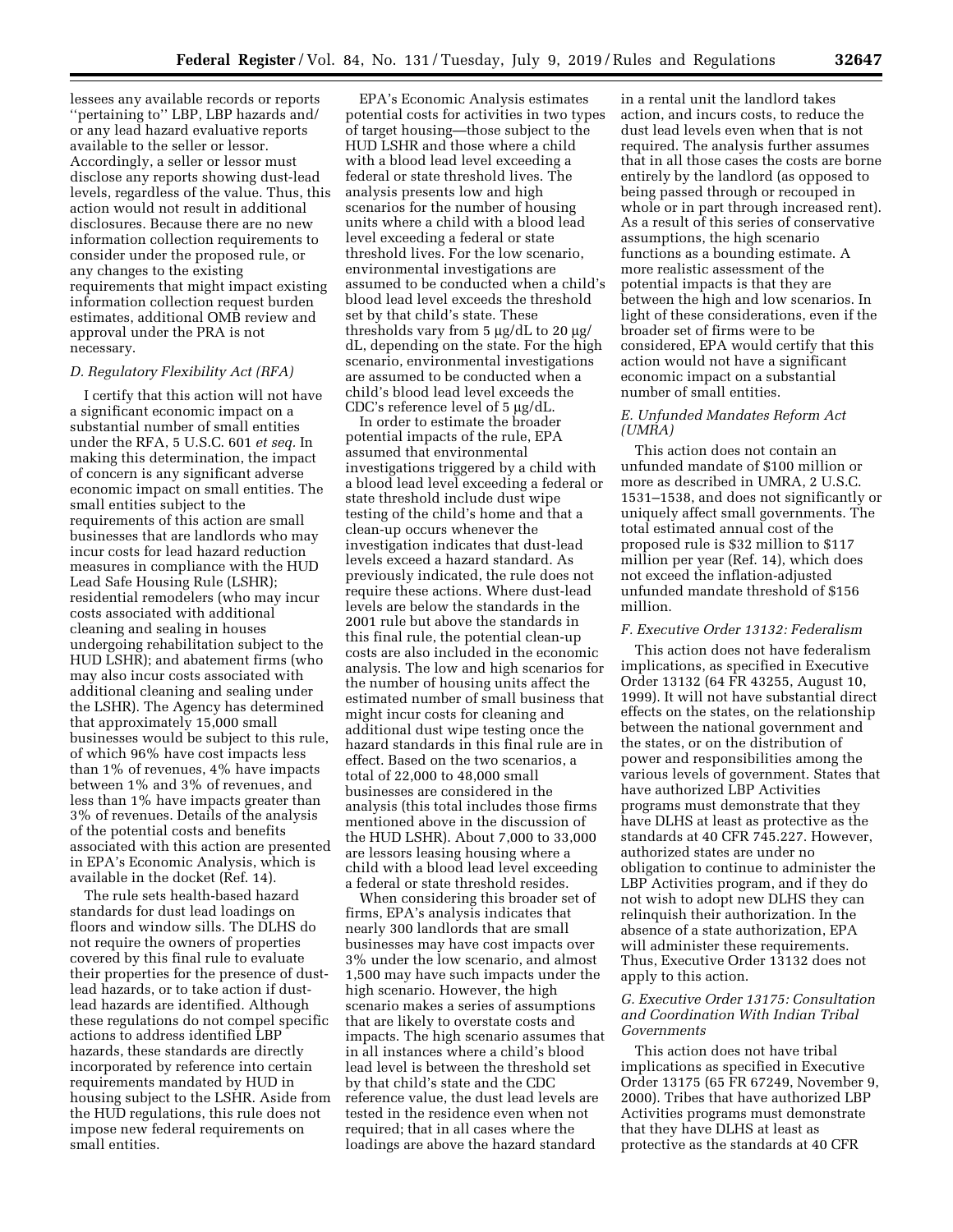lessees any available records or reports ''pertaining to'' LBP, LBP hazards and/or any lead hazard evaluative reports available to the seller or lessor. Accordingly, a seller or lessor must disclose any reports showing dust-lead levels, regardless of the value. Thus, this action would not result in additional disclosures. Because there are no new information collection requirements to consider under the proposed rule, or any changes to the existing requirements that might impact existing information collection request burden estimates, additional OMB review and approval under the PRA is not necessary.

### D. Regulatory Flexibility Act (RFA)

I certify that this action will not have a significant economic impact on a substantial number of small entities under the RFA, 5 U.S.C. 601 *et seq.* In making this determination, the impact of concern is any significant adverse economic impact on small entities. The small entities subject to the requirements of this action are small businesses that are landlords who may incur costs for lead hazard reduction measures in compliance with the HUD Lead Safe Housing Rule (LSHR); residential remodelers (who may incur costs associated with additional cleaning and sealing in houses undergoing rehabilitation subject to the HUD LSHR); and abatement firms (who may also incur costs associated with additional cleaning and sealing under the LSHR). The Agency has determined that approximately 15,000 small businesses would be subject to this rule, of which 96% have cost impacts less than 1% of revenues, 4% have impacts between 1% and 3% of revenues, and less than 1% have impacts greater than 3% of revenues. Details of the analysis of the potential costs and benefits associated with this action are presented in EPA's Economic Analysis, which is available in the docket (Ref. 14).

The rule sets health-based hazard standards for dust lead loadings on floors and window sills. The DLHS do not require the owners of properties covered by this final rule to evaluate their properties for the presence of dust-lead hazards, or to take action if dust-lead hazards are identified. Although these regulations do not compel specific actions to address identified LBP hazards, these standards are directly incorporated by reference into certain requirements mandated by HUD in housing subject to the LSHR. Aside from the HUD regulations, this rule does not impose new federal requirements on small entities.

EPA's Economic Analysis estimates potential costs for activities in two types of target housing—those subject to the HUD LSHR and those where a child with a blood lead level exceeding a federal or state threshold lives. The analysis presents low and high scenarios for the number of housing units where a child with a blood lead level exceeding a federal or state threshold lives. For the low scenario, environmental investigations are assumed to be conducted when a child's blood lead level exceeds the threshold set by that child's state. These thresholds vary from 5 µg/dL to 20 µg/dL, depending on the state. For the high scenario, environmental investigations are assumed to be conducted when a child's blood lead level exceeds the CDC's reference level of 5 µg/dL.

In order to estimate the broader potential impacts of the rule, EPA assumed that environmental investigations triggered by a child with a blood lead level exceeding a federal or state threshold include dust wipe testing of the child's home and that a clean-up occurs whenever the investigation indicates that dust-lead levels exceed a hazard standard. As previously indicated, the rule does not require these actions. Where dust-lead levels are below the standards in the 2001 rule but above the standards in this final rule, the potential clean-up costs are also included in the economic analysis. The low and high scenarios for the number of housing units affect the estimated number of small business that might incur costs for cleaning and additional dust wipe testing once the hazard standards in this final rule are in effect. Based on the two scenarios, a total of 22,000 to 48,000 small businesses are considered in the analysis (this total includes those firms mentioned above in the discussion of the HUD LSHR). About 7,000 to 33,000 are lessors leasing housing where a child with a blood lead level exceeding a federal or state threshold resides.

When considering this broader set of firms, EPA's analysis indicates that nearly 300 landlords that are small businesses may have cost impacts over 3% under the low scenario, and almost 1,500 may have such impacts under the high scenario. However, the high scenario makes a series of assumptions that are likely to overstate costs and impacts. The high scenario assumes that in all instances where a child's blood lead level is between the threshold set by that child's state and the CDC reference value, the dust lead levels are tested in the residence even when not required; that in all cases where the loadings are above the hazard standard in a rental unit the landlord takes action, and incurs costs, to reduce the dust lead levels even when that is not required. The analysis further assumes that in all those cases the costs are borne entirely by the landlord (as opposed to being passed through or recouped in whole or in part through increased rent). As a result of this series of conservative assumptions, the high scenario functions as a bounding estimate. A more realistic assessment of the potential impacts is that they are between the high and low scenarios. In light of these considerations, even if the broader set of firms were to be considered, EPA would certify that this action would not have a significant economic impact on a substantial number of small entities.

### E. Unfunded Mandates Reform Act (UMRA)

This action does not contain an unfunded mandate of $100 million or more as described in UMRA, 2 U.S.C. 1531–1538, and does not significantly or uniquely affect small governments. The total estimated annual cost of the proposed rule is $32 million to $117 million per year (Ref. 14), which does not exceed the inflation-adjusted unfunded mandate threshold of $156 million.

### F. Executive Order 13132: Federalism

This action does not have federalism implications, as specified in Executive Order 13132 (64 FR 43255, August 10, 1999). It will not have substantial direct effects on the states, on the relationship between the national government and the states, or on the distribution of power and responsibilities among the various levels of government. States that have authorized LBP Activities programs must demonstrate that they have DLHS at least as protective as the standards at 40 CFR 745.227. However, authorized states are under no obligation to continue to administer the LBP Activities program, and if they do not wish to adopt new DLHS they can relinquish their authorization. In the absence of a state authorization, EPA will administer these requirements. Thus, Executive Order 13132 does not apply to this action.

### G. Executive Order 13175: Consultation and Coordination With Indian Tribal Governments

This action does not have tribal implications as specified in Executive Order 13175 (65 FR 67249, November 9, 2000). Tribes that have authorized LBP Activities programs must demonstrate that they have DLHS at least as protective as the standards at 40 CFR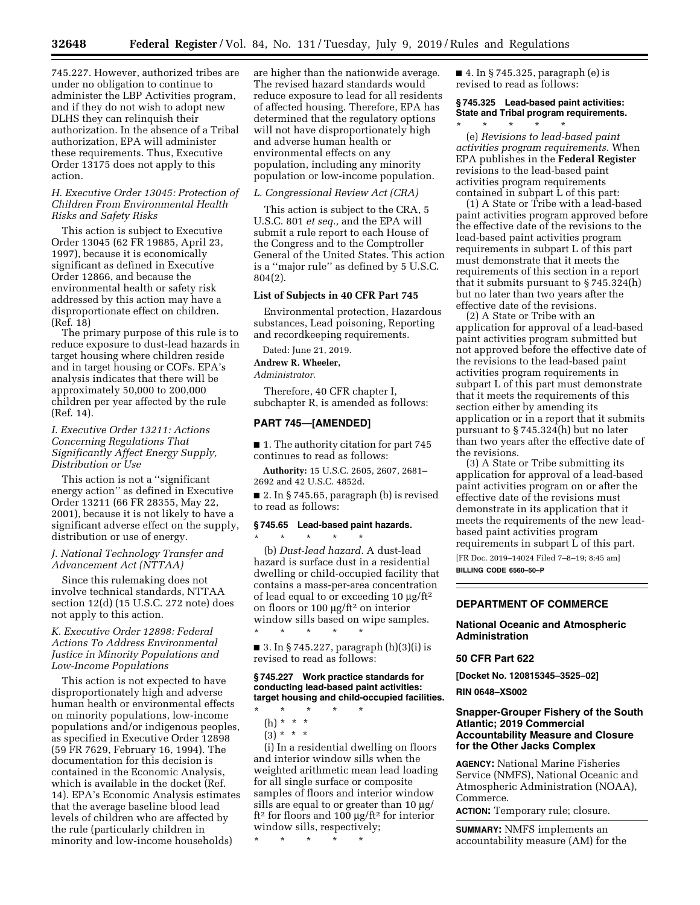745.227. However, authorized tribes are under no obligation to continue to administer the LBP Activities program, and if they do not wish to adopt new DLHS they can relinquish their authorization. In the absence of a Tribal authorization, EPA will administer these requirements. Thus, Executive Order 13175 does not apply to this action.

### *H. Executive Order 13045: Protection of Children From Environmental Health Risks and Safety Risks*

This action is subject to Executive Order 13045 (62 FR 19885, April 23, 1997), because it is economically significant as defined in Executive Order 12866, and because the environmental health or safety risk addressed by this action may have a disproportionate effect on children. (Ref. 18)

The primary purpose of this rule is to reduce exposure to dust-lead hazards in target housing where children reside and in target housing or COFs. EPA's analysis indicates that there will be approximately 50,000 to 200,000 children per year affected by the rule (Ref. 14).

### *I. Executive Order 13211: Actions Concerning Regulations That Significantly Affect Energy Supply, Distribution or Use*

This action is not a ''significant energy action'' as defined in Executive Order 13211 (66 FR 28355, May 22, 2001), because it is not likely to have a significant adverse effect on the supply, distribution or use of energy.

### *J. National Technology Transfer and Advancement Act (NTTAA)*

Since this rulemaking does not involve technical standards, NTTAA section 12(d) (15 U.S.C. 272 note) does not apply to this action.

### *K. Executive Order 12898: Federal Actions To Address Environmental Justice in Minority Populations and Low-Income Populations*

This action is not expected to have disproportionately high and adverse human health or environmental effects on minority populations, low-income populations and/or indigenous peoples, as specified in Executive Order 12898 (59 FR 7629, February 16, 1994). The documentation for this decision is contained in the Economic Analysis, which is available in the docket (Ref. 14). EPA's Economic Analysis estimates that the average baseline blood lead levels of children who are affected by the rule (particularly children in minority and low-income households) are higher than the nationwide average. The revised hazard standards would reduce exposure to lead for all residents of affected housing. Therefore, EPA has determined that the regulatory options will not have disproportionately high and adverse human health or environmental effects on any population, including any minority population or low-income population.

### *L. Congressional Review Act (CRA)*

This action is subject to the CRA, 5 U.S.C. 801 *et seq.*, and the EPA will submit a rule report to each House of the Congress and to the Comptroller General of the United States. This action is a ''major rule'' as defined by 5 U.S.C. 804(2).

### List of Subjects in 40 CFR Part 745

Environmental protection, Hazardous substances, Lead poisoning, Reporting and recordkeeping requirements.

Dated: June 21, 2019.

**Andrew R. Wheeler,**

*Administrator.*

Therefore, 40 CFR chapter I, subchapter R, is amended as follows:

## PART 745—[AMENDED]

■ 1. The authority citation for part 745 continues to read as follows:

**Authority:** 15 U.S.C. 2605, 2607, 2681–2692 and 42 U.S.C. 4852d.

■ 2. In § 745.65, paragraph (b) is revised to read as follows:

### § 745.65 Lead-based paint hazards.

\* \* \* \* \*

(b) *Dust-lead hazard.* A dust-lead hazard is surface dust in a residential dwelling or child-occupied facility that contains a mass-per-area concentration of lead equal to or exceeding 10 µg/ft$^2$ on floors or 100 µg/ft$^2$ on interior window sills based on wipe samples.

\* \* \* \* \*

■ 3. In § 745.227, paragraph (h)(3)(i) is revised to read as follows:

### § 745.227 Work practice standards for conducting lead-based paint activities: target housing and child-occupied facilities.

\* \* \* \* \*

(h) \* \* \*

(3) \* \* \*

(i) In a residential dwelling on floors and interior window sills when the weighted arithmetic mean lead loading for all single surface or composite samples of floors and interior window sills are equal to or greater than 10 µg/ft$^2$ for floors and 100 µg/ft$^2$ for interior window sills, respectively;

\* \* \* \* \*

■ 4. In § 745.325, paragraph (e) is revised to read as follows:

### § 745.325 Lead-based paint activities: State and Tribal program requirements.

\* \* \* \* \*

(e) *Revisions to lead-based paint activities program requirements.* When EPA publishes in the **Federal Register** revisions to the lead-based paint activities program requirements contained in subpart L of this part:

(1) A State or Tribe with a lead-based paint activities program approved before the effective date of the revisions to the lead-based paint activities program requirements in subpart L of this part must demonstrate that it meets the requirements of this section in a report that it submits pursuant to § 745.324(h) but no later than two years after the effective date of the revisions.

(2) A State or Tribe with an application for approval of a lead-based paint activities program submitted but not approved before the effective date of the revisions to the lead-based paint activities program requirements in subpart L of this part must demonstrate that it meets the requirements of this section either by amending its application or in a report that it submits pursuant to § 745.324(h) but no later than two years after the effective date of the revisions.

(3) A State or Tribe submitting its application for approval of a lead-based paint activities program on or after the effective date of the revisions must demonstrate in its application that it meets the requirements of the new lead-based paint activities program requirements in subpart L of this part.

[FR Doc. 2019–14024 Filed 7–8–19; 8:45 am]

**BILLING CODE 6560–50–P**

## DEPARTMENT OF COMMERCE

### National Oceanic and Atmospheric Administration

### 50 CFR Part 622

**[Docket No. 120815345–3525–02]**

**RIN 0648–XS002**

### Snapper-Grouper Fishery of the South Atlantic; 2019 Commercial Accountability Measure and Closure for the Other Jacks Complex

**AGENCY:** National Marine Fisheries Service (NMFS), National Oceanic and Atmospheric Administration (NOAA), Commerce.

**ACTION:** Temporary rule; closure.

**SUMMARY:** NMFS implements an accountability measure (AM) for the